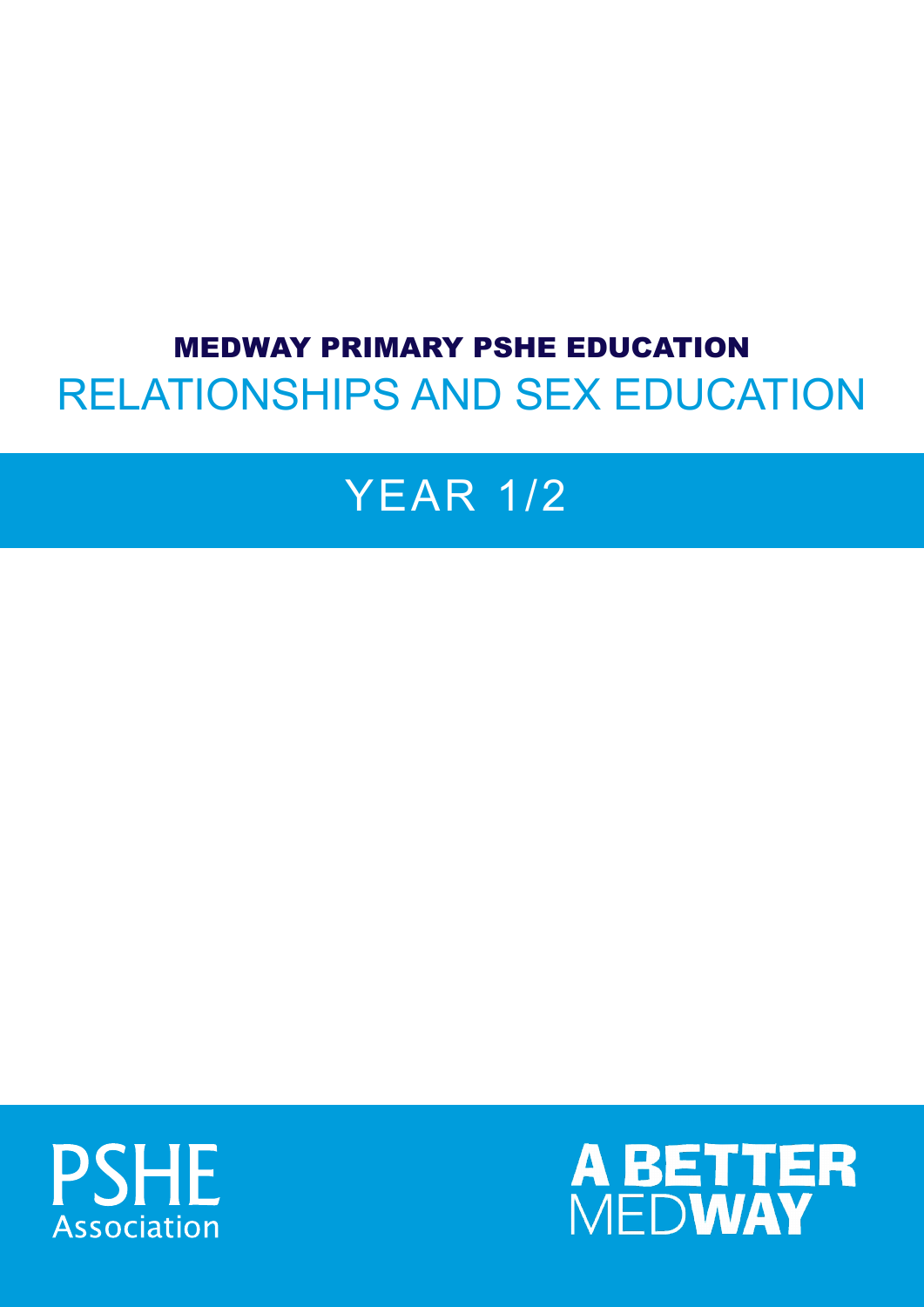# MEDWAY PRIMARY PSHE EDUCATION

# RELATIONSHIPS AND SEX EDUCATION

## YEAR 1/2

PSHE Association

A BETTER MEDWAY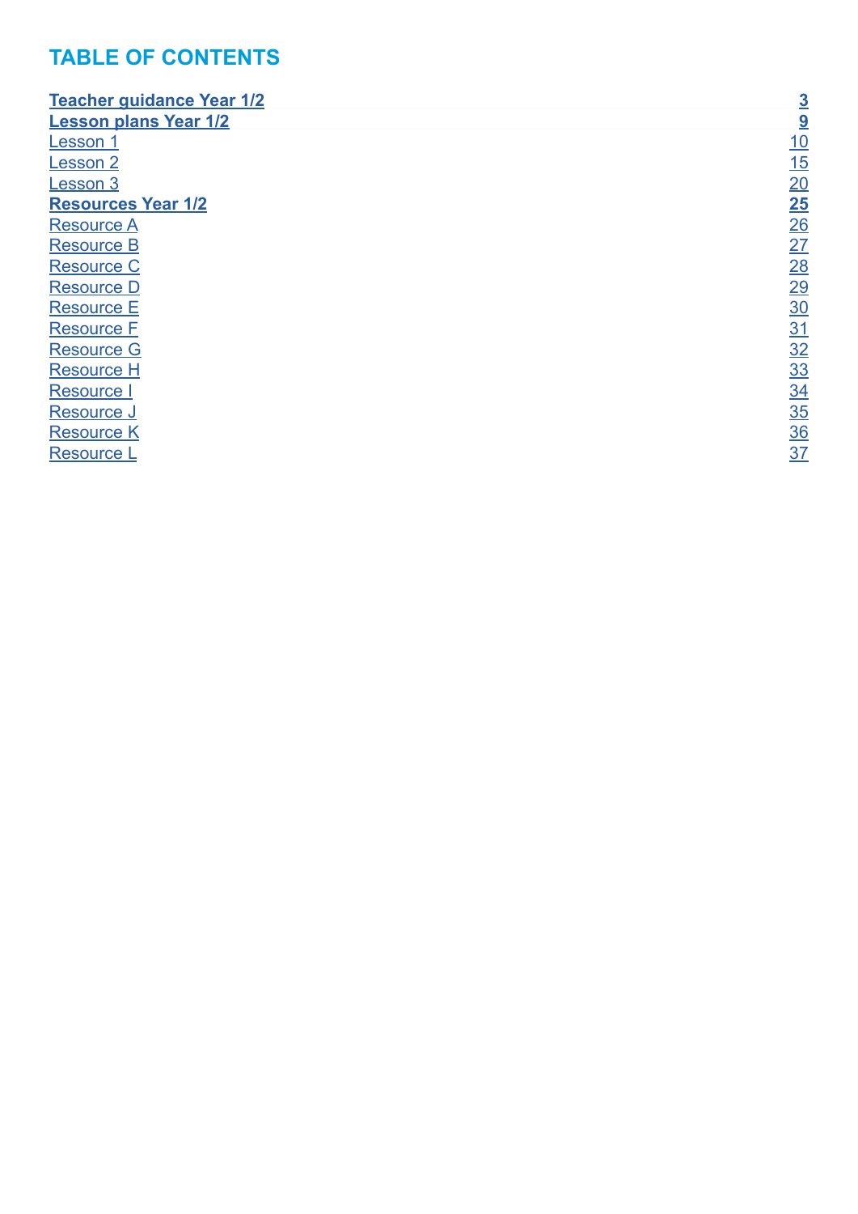# TABLE OF CONTENTS

| | |
|---|---|
| **Teacher guidance Year 1/2** | **3** |
| **Lesson plans Year 1/2** | **9** |
| Lesson 1 | 10 |
| Lesson 2 | 15 |
| Lesson 3 | 20 |
| **Resources Year 1/2** | **25** |
| Resource A | 26 |
| Resource B | 27 |
| Resource C | 28 |
| Resource D | 29 |
| Resource E | 30 |
| Resource F | 31 |
| Resource G | 32 |
| Resource H | 33 |
| Resource I | 34 |
| Resource J | 35 |
| Resource K | 36 |
| Resource L | 37 |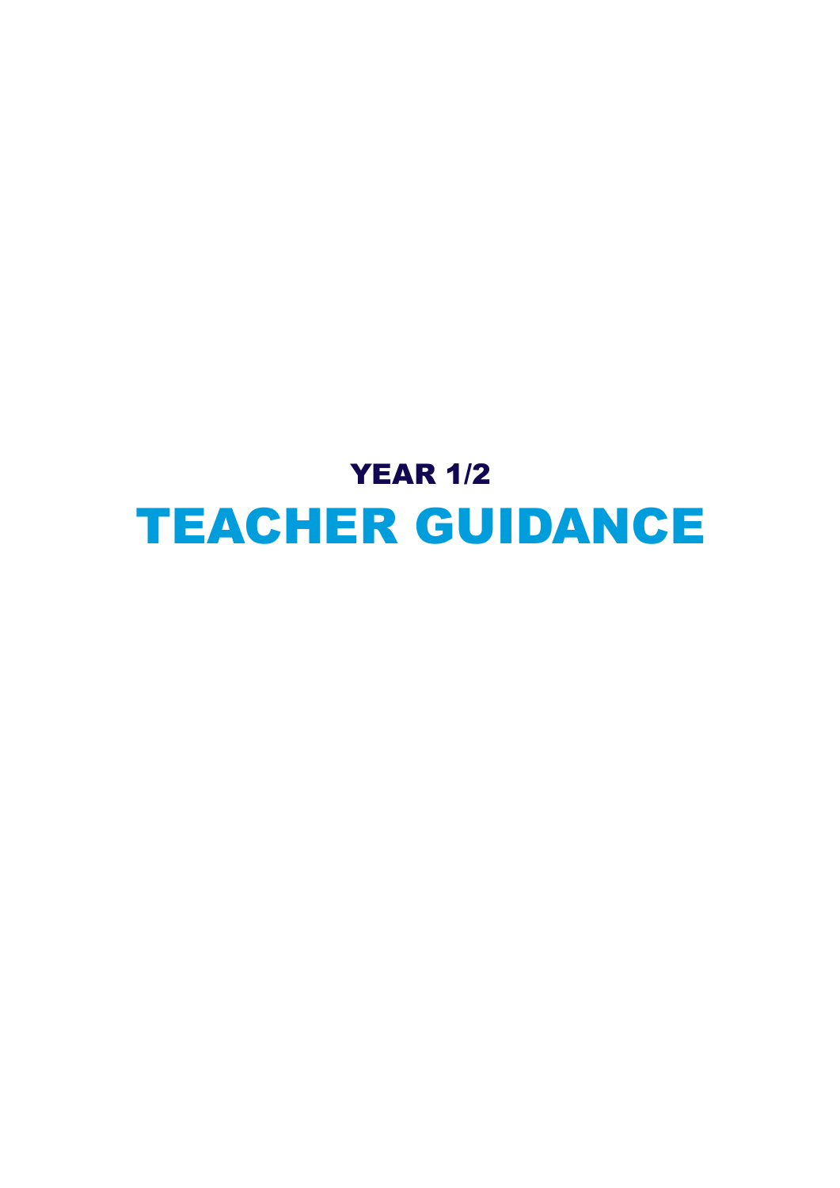## YEAR 1/2

# TEACHER GUIDANCE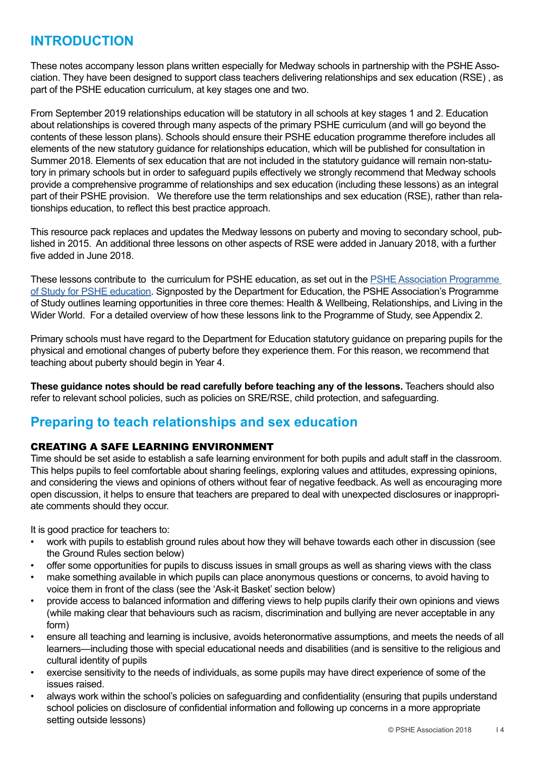# INTRODUCTION

These notes accompany lesson plans written especially for Medway schools in partnership with the PSHE Association. They have been designed to support class teachers delivering relationships and sex education (RSE) , as part of the PSHE education curriculum, at key stages one and two.

From September 2019 relationships education will be statutory in all schools at key stages 1 and 2. Education about relationships is covered through many aspects of the primary PSHE curriculum (and will go beyond the contents of these lesson plans). Schools should ensure their PSHE education programme therefore includes all elements of the new statutory guidance for relationships education, which will be published for consultation in Summer 2018. Elements of sex education that are not included in the statutory guidance will remain non-statutory in primary schools but in order to safeguard pupils effectively we strongly recommend that Medway schools provide a comprehensive programme of relationships and sex education (including these lessons) as an integral part of their PSHE provision. We therefore use the term relationships and sex education (RSE), rather than relationships education, to reflect this best practice approach.

This resource pack replaces and updates the Medway lessons on puberty and moving to secondary school, published in 2015. An additional three lessons on other aspects of RSE were added in January 2018, with a further five added in June 2018.

These lessons contribute to the curriculum for PSHE education, as set out in the [PSHE Association Programme of Study for PSHE education](). Signposted by the Department for Education, the PSHE Association's Programme of Study outlines learning opportunities in three core themes: Health & Wellbeing, Relationships, and Living in the Wider World. For a detailed overview of how these lessons link to the Programme of Study, see Appendix 2.

Primary schools must have regard to the Department for Education statutory guidance on preparing pupils for the physical and emotional changes of puberty before they experience them. For this reason, we recommend that teaching about puberty should begin in Year 4.

**These guidance notes should be read carefully before teaching any of the lessons.** Teachers should also refer to relevant school policies, such as policies on SRE/RSE, child protection, and safeguarding.

## Preparing to teach relationships and sex education

### CREATING A SAFE LEARNING ENVIRONMENT

Time should be set aside to establish a safe learning environment for both pupils and adult staff in the classroom. This helps pupils to feel comfortable about sharing feelings, exploring values and attitudes, expressing opinions, and considering the views and opinions of others without fear of negative feedback. As well as encouraging more open discussion, it helps to ensure that teachers are prepared to deal with unexpected disclosures or inappropriate comments should they occur.

It is good practice for teachers to:

- work with pupils to establish ground rules about how they will behave towards each other in discussion (see the Ground Rules section below)
- offer some opportunities for pupils to discuss issues in small groups as well as sharing views with the class
- make something available in which pupils can place anonymous questions or concerns, to avoid having to voice them in front of the class (see the 'Ask-it Basket' section below)
- provide access to balanced information and differing views to help pupils clarify their own opinions and views (while making clear that behaviours such as racism, discrimination and bullying are never acceptable in any form)
- ensure all teaching and learning is inclusive, avoids heteronormative assumptions, and meets the needs of all learners—including those with special educational needs and disabilities (and is sensitive to the religious and cultural identity of pupils
- exercise sensitivity to the needs of individuals, as some pupils may have direct experience of some of the issues raised.
- always work within the school's policies on safeguarding and confidentiality (ensuring that pupils understand school policies on disclosure of confidential information and following up concerns in a more appropriate setting outside lessons)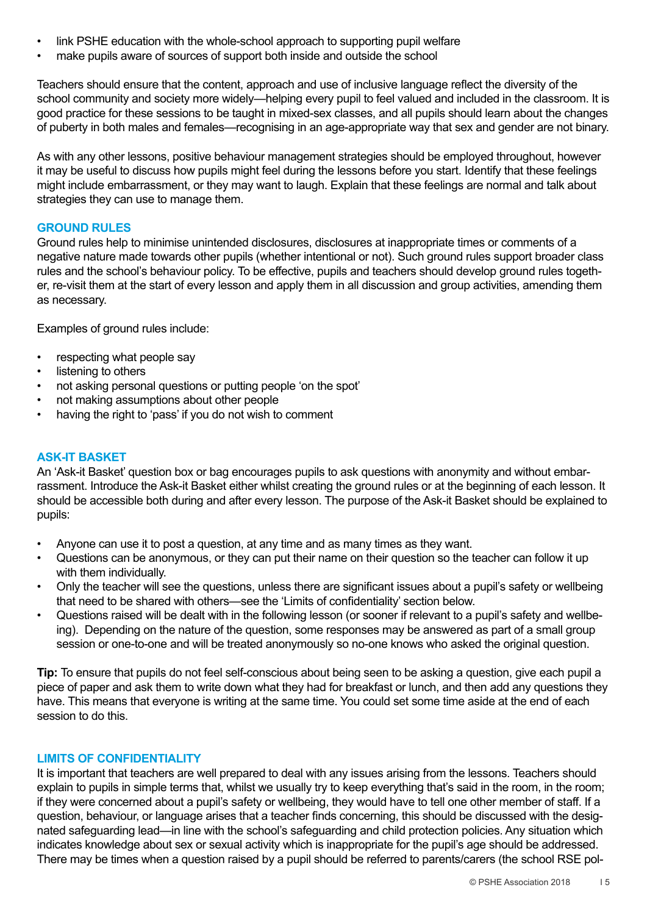- link PSHE education with the whole-school approach to supporting pupil welfare
- make pupils aware of sources of support both inside and outside the school

Teachers should ensure that the content, approach and use of inclusive language reflect the diversity of the school community and society more widely—helping every pupil to feel valued and included in the classroom. It is good practice for these sessions to be taught in mixed-sex classes, and all pupils should learn about the changes of puberty in both males and females—recognising in an age-appropriate way that sex and gender are not binary.

As with any other lessons, positive behaviour management strategies should be employed throughout, however it may be useful to discuss how pupils might feel during the lessons before you start. Identify that these feelings might include embarrassment, or they may want to laugh. Explain that these feelings are normal and talk about strategies they can use to manage them.

## GROUND RULES

Ground rules help to minimise unintended disclosures, disclosures at inappropriate times or comments of a negative nature made towards other pupils (whether intentional or not). Such ground rules support broader class rules and the school's behaviour policy. To be effective, pupils and teachers should develop ground rules together, re-visit them at the start of every lesson and apply them in all discussion and group activities, amending them as necessary.

Examples of ground rules include:

- respecting what people say
- listening to others
- not asking personal questions or putting people 'on the spot'
- not making assumptions about other people
- having the right to 'pass' if you do not wish to comment

## ASK-IT BASKET

An 'Ask-it Basket' question box or bag encourages pupils to ask questions with anonymity and without embarrassment. Introduce the Ask-it Basket either whilst creating the ground rules or at the beginning of each lesson. It should be accessible both during and after every lesson. The purpose of the Ask-it Basket should be explained to pupils:

- Anyone can use it to post a question, at any time and as many times as they want.
- Questions can be anonymous, or they can put their name on their question so the teacher can follow it up with them individually.
- Only the teacher will see the questions, unless there are significant issues about a pupil's safety or wellbeing that need to be shared with others—see the 'Limits of confidentiality' section below.
- Questions raised will be dealt with in the following lesson (or sooner if relevant to a pupil's safety and wellbeing). Depending on the nature of the question, some responses may be answered as part of a small group session or one-to-one and will be treated anonymously so no-one knows who asked the original question.

**Tip:** To ensure that pupils do not feel self-conscious about being seen to be asking a question, give each pupil a piece of paper and ask them to write down what they had for breakfast or lunch, and then add any questions they have. This means that everyone is writing at the same time. You could set some time aside at the end of each session to do this.

## LIMITS OF CONFIDENTIALITY

It is important that teachers are well prepared to deal with any issues arising from the lessons. Teachers should explain to pupils in simple terms that, whilst we usually try to keep everything that's said in the room, in the room; if they were concerned about a pupil's safety or wellbeing, they would have to tell one other member of staff. If a question, behaviour, or language arises that a teacher finds concerning, this should be discussed with the designated safeguarding lead—in line with the school's safeguarding and child protection policies. Any situation which indicates knowledge about sex or sexual activity which is inappropriate for the pupil's age should be addressed. There may be times when a question raised by a pupil should be referred to parents/carers (the school RSE pol-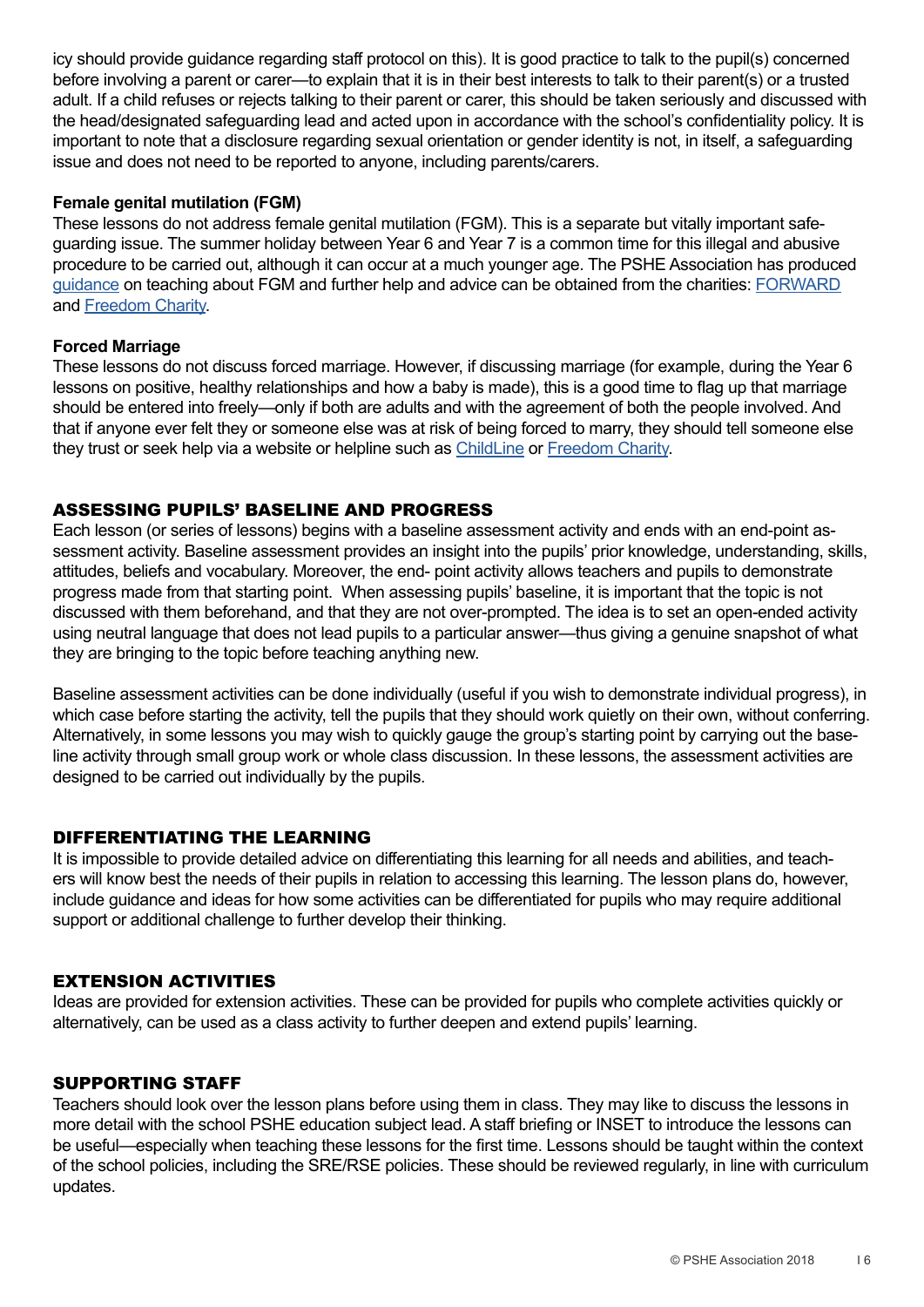icy should provide guidance regarding staff protocol on this). It is good practice to talk to the pupil(s) concerned before involving a parent or carer—to explain that it is in their best interests to talk to their parent(s) or a trusted adult. If a child refuses or rejects talking to their parent or carer, this should be taken seriously and discussed with the head/designated safeguarding lead and acted upon in accordance with the school's confidentiality policy. It is important to note that a disclosure regarding sexual orientation or gender identity is not, in itself, a safeguarding issue and does not need to be reported to anyone, including parents/carers.

**Female genital mutilation (FGM)**

These lessons do not address female genital mutilation (FGM). This is a separate but vitally important safeguarding issue. The summer holiday between Year 6 and Year 7 is a common time for this illegal and abusive procedure to be carried out, although it can occur at a much younger age. The PSHE Association has produced guidance on teaching about FGM and further help and advice can be obtained from the charities: FORWARD and Freedom Charity.

**Forced Marriage**

These lessons do not discuss forced marriage. However, if discussing marriage (for example, during the Year 6 lessons on positive, healthy relationships and how a baby is made), this is a good time to flag up that marriage should be entered into freely—only if both are adults and with the agreement of both the people involved. And that if anyone ever felt they or someone else was at risk of being forced to marry, they should tell someone else they trust or seek help via a website or helpline such as ChildLine or Freedom Charity.

## ASSESSING PUPILS' BASELINE AND PROGRESS

Each lesson (or series of lessons) begins with a baseline assessment activity and ends with an end-point assessment activity. Baseline assessment provides an insight into the pupils' prior knowledge, understanding, skills, attitudes, beliefs and vocabulary. Moreover, the end- point activity allows teachers and pupils to demonstrate progress made from that starting point. When assessing pupils' baseline, it is important that the topic is not discussed with them beforehand, and that they are not over-prompted. The idea is to set an open-ended activity using neutral language that does not lead pupils to a particular answer—thus giving a genuine snapshot of what they are bringing to the topic before teaching anything new.

Baseline assessment activities can be done individually (useful if you wish to demonstrate individual progress), in which case before starting the activity, tell the pupils that they should work quietly on their own, without conferring. Alternatively, in some lessons you may wish to quickly gauge the group's starting point by carrying out the baseline activity through small group work or whole class discussion. In these lessons, the assessment activities are designed to be carried out individually by the pupils.

## DIFFERENTIATING THE LEARNING

It is impossible to provide detailed advice on differentiating this learning for all needs and abilities, and teachers will know best the needs of their pupils in relation to accessing this learning. The lesson plans do, however, include guidance and ideas for how some activities can be differentiated for pupils who may require additional support or additional challenge to further develop their thinking.

## EXTENSION ACTIVITIES

Ideas are provided for extension activities. These can be provided for pupils who complete activities quickly or alternatively, can be used as a class activity to further deepen and extend pupils' learning.

## SUPPORTING STAFF

Teachers should look over the lesson plans before using them in class. They may like to discuss the lessons in more detail with the school PSHE education subject lead. A staff briefing or INSET to introduce the lessons can be useful—especially when teaching these lessons for the first time. Lessons should be taught within the context of the school policies, including the SRE/RSE policies. These should be reviewed regularly, in line with curriculum updates.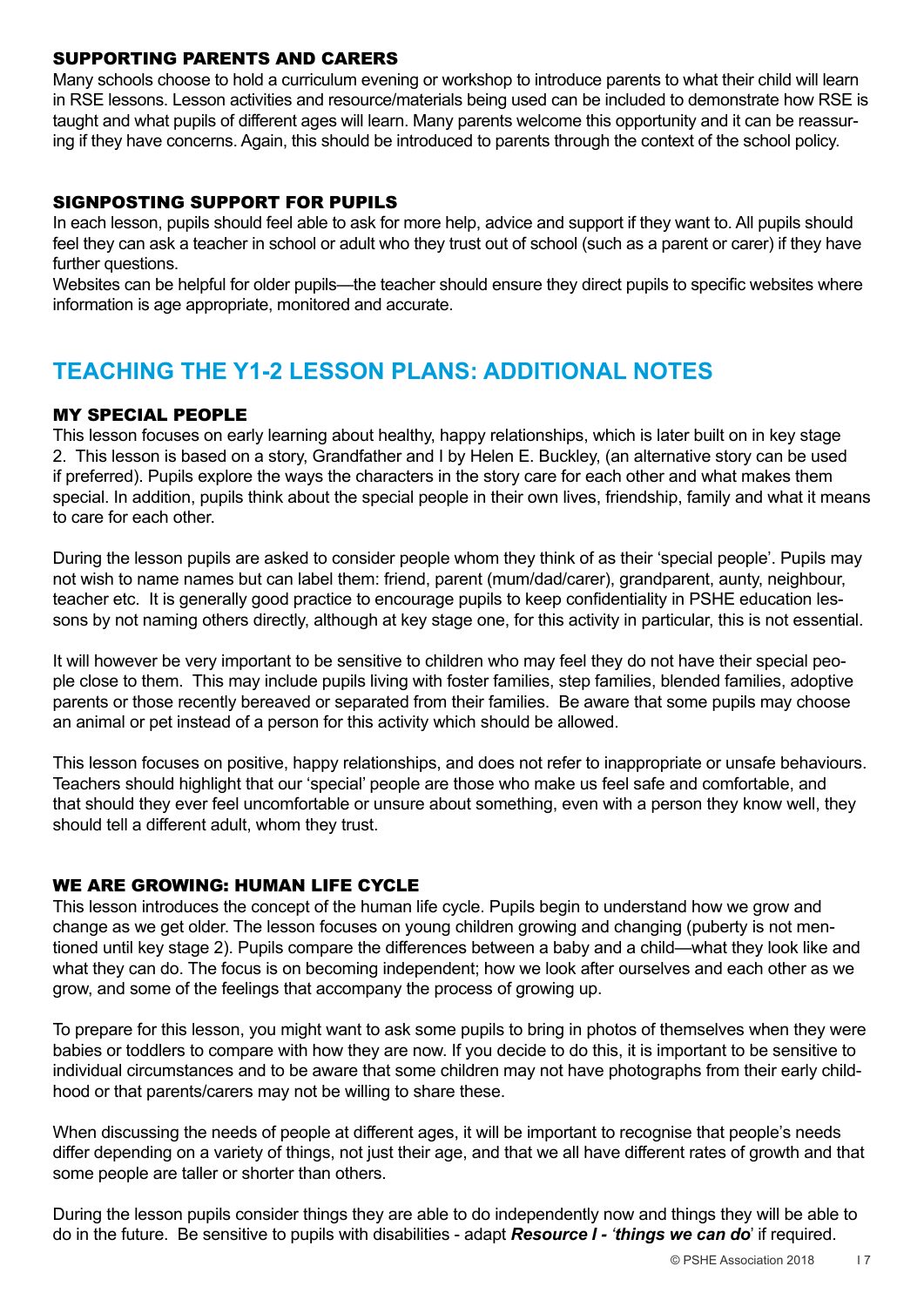### SUPPORTING PARENTS AND CARERS

Many schools choose to hold a curriculum evening or workshop to introduce parents to what their child will learn in RSE lessons. Lesson activities and resource/materials being used can be included to demonstrate how RSE is taught and what pupils of different ages will learn. Many parents welcome this opportunity and it can be reassuring if they have concerns. Again, this should be introduced to parents through the context of the school policy.

### SIGNPOSTING SUPPORT FOR PUPILS

In each lesson, pupils should feel able to ask for more help, advice and support if they want to. All pupils should feel they can ask a teacher in school or adult who they trust out of school (such as a parent or carer) if they have further questions.

Websites can be helpful for older pupils—the teacher should ensure they direct pupils to specific websites where information is age appropriate, monitored and accurate.

## TEACHING THE Y1-2 LESSON PLANS: ADDITIONAL NOTES

### MY SPECIAL PEOPLE

This lesson focuses on early learning about healthy, happy relationships, which is later built on in key stage 2. This lesson is based on a story, Grandfather and I by Helen E. Buckley, (an alternative story can be used if preferred). Pupils explore the ways the characters in the story care for each other and what makes them special. In addition, pupils think about the special people in their own lives, friendship, family and what it means to care for each other.

During the lesson pupils are asked to consider people whom they think of as their 'special people'. Pupils may not wish to name names but can label them: friend, parent (mum/dad/carer), grandparent, aunty, neighbour, teacher etc. It is generally good practice to encourage pupils to keep confidentiality in PSHE education lessons by not naming others directly, although at key stage one, for this activity in particular, this is not essential.

It will however be very important to be sensitive to children who may feel they do not have their special people close to them. This may include pupils living with foster families, step families, blended families, adoptive parents or those recently bereaved or separated from their families. Be aware that some pupils may choose an animal or pet instead of a person for this activity which should be allowed.

This lesson focuses on positive, happy relationships, and does not refer to inappropriate or unsafe behaviours. Teachers should highlight that our 'special' people are those who make us feel safe and comfortable, and that should they ever feel uncomfortable or unsure about something, even with a person they know well, they should tell a different adult, whom they trust.

### WE ARE GROWING: HUMAN LIFE CYCLE

This lesson introduces the concept of the human life cycle. Pupils begin to understand how we grow and change as we get older. The lesson focuses on young children growing and changing (puberty is not mentioned until key stage 2). Pupils compare the differences between a baby and a child—what they look like and what they can do. The focus is on becoming independent; how we look after ourselves and each other as we grow, and some of the feelings that accompany the process of growing up.

To prepare for this lesson, you might want to ask some pupils to bring in photos of themselves when they were babies or toddlers to compare with how they are now. If you decide to do this, it is important to be sensitive to individual circumstances and to be aware that some children may not have photographs from their early childhood or that parents/carers may not be willing to share these.

When discussing the needs of people at different ages, it will be important to recognise that people's needs differ depending on a variety of things, not just their age, and that we all have different rates of growth and that some people are taller or shorter than others.

During the lesson pupils consider things they are able to do independently now and things they will be able to do in the future. Be sensitive to pupils with disabilities - adapt ***Resource I - 'things we can do'*** if required.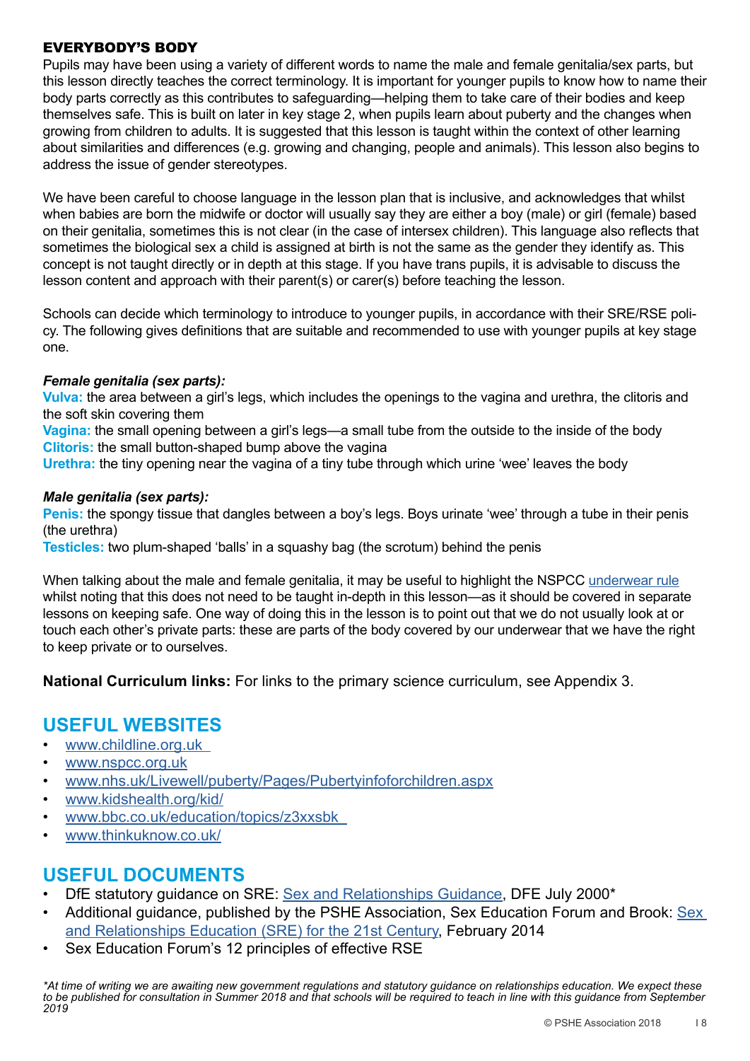## EVERYBODY'S BODY

Pupils may have been using a variety of different words to name the male and female genitalia/sex parts, but this lesson directly teaches the correct terminology. It is important for younger pupils to know how to name their body parts correctly as this contributes to safeguarding—helping them to take care of their bodies and keep themselves safe. This is built on later in key stage 2, when pupils learn about puberty and the changes when growing from children to adults. It is suggested that this lesson is taught within the context of other learning about similarities and differences (e.g. growing and changing, people and animals). This lesson also begins to address the issue of gender stereotypes.

We have been careful to choose language in the lesson plan that is inclusive, and acknowledges that whilst when babies are born the midwife or doctor will usually say they are either a boy (male) or girl (female) based on their genitalia, sometimes this is not clear (in the case of intersex children). This language also reflects that sometimes the biological sex a child is assigned at birth is not the same as the gender they identify as. This concept is not taught directly or in depth at this stage. If you have trans pupils, it is advisable to discuss the lesson content and approach with their parent(s) or carer(s) before teaching the lesson.

Schools can decide which terminology to introduce to younger pupils, in accordance with their SRE/RSE policy. The following gives definitions that are suitable and recommended to use with younger pupils at key stage one.

***Female genitalia (sex parts):***

**Vulva:** the area between a girl's legs, which includes the openings to the vagina and urethra, the clitoris and the soft skin covering them
**Vagina:** the small opening between a girl's legs—a small tube from the outside to the inside of the body
**Clitoris:** the small button-shaped bump above the vagina
**Urethra:** the tiny opening near the vagina of a tiny tube through which urine 'wee' leaves the body

***Male genitalia (sex parts):***

**Penis:** the spongy tissue that dangles between a boy's legs. Boys urinate 'wee' through a tube in their penis (the urethra)
**Testicles:** two plum-shaped 'balls' in a squashy bag (the scrotum) behind the penis

When talking about the male and female genitalia, it may be useful to highlight the NSPCC underwear rule whilst noting that this does not need to be taught in-depth in this lesson—as it should be covered in separate lessons on keeping safe. One way of doing this in the lesson is to point out that we do not usually look at or touch each other's private parts: these are parts of the body covered by our underwear that we have the right to keep private or to ourselves.

**National Curriculum links:** For links to the primary science curriculum, see Appendix 3.

## USEFUL WEBSITES

- www.childline.org.uk
- www.nspcc.org.uk
- www.nhs.uk/Livewell/puberty/Pages/Pubertyinfoforchildren.aspx
- www.kidshealth.org/kid/
- www.bbc.co.uk/education/topics/z3xxsbk
- www.thinkuknow.co.uk/

## USEFUL DOCUMENTS

- DfE statutory guidance on SRE: Sex and Relationships Guidance, DFE July 2000*
- Additional guidance, published by the PSHE Association, Sex Education Forum and Brook: Sex and Relationships Education (SRE) for the 21st Century, February 2014
- Sex Education Forum's 12 principles of effective RSE

*\*At time of writing we are awaiting new government regulations and statutory guidance on relationships education. We expect these to be published for consultation in Summer 2018 and that schools will be required to teach in line with this guidance from September 2019*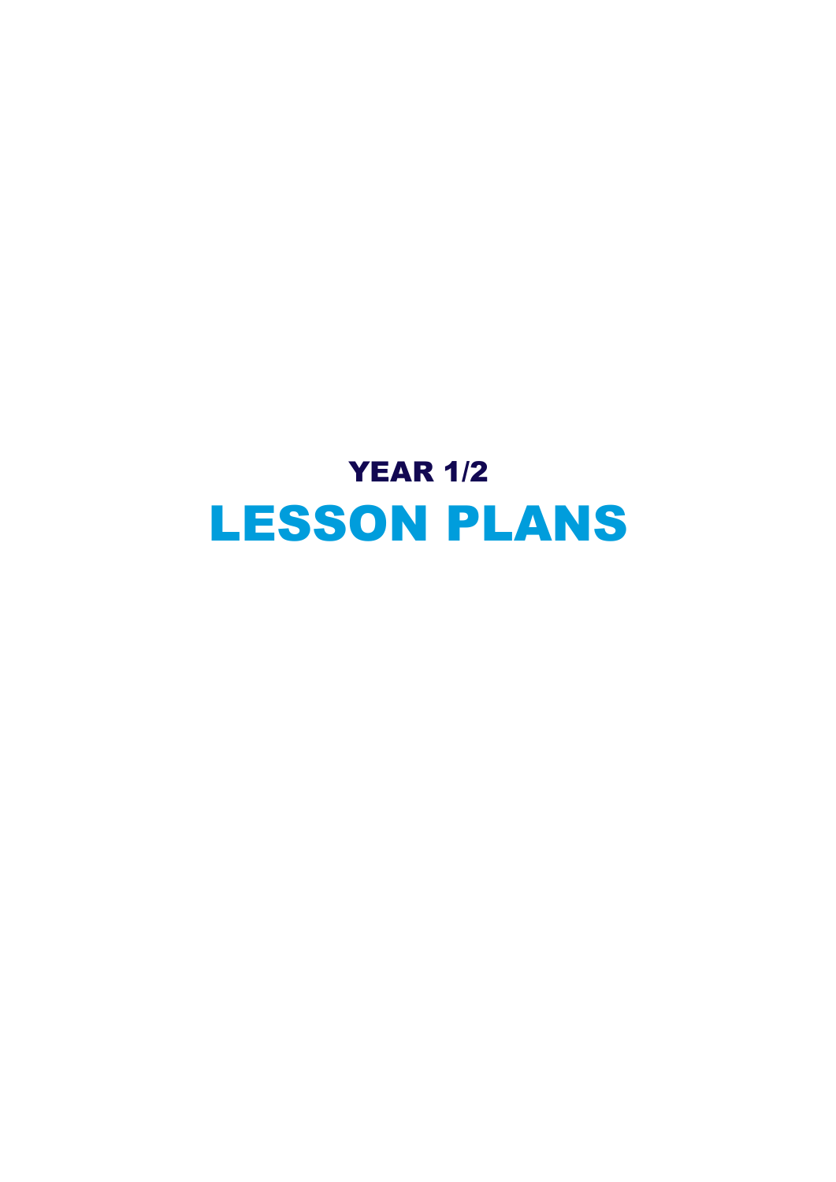# YEAR 1/2

# LESSON PLANS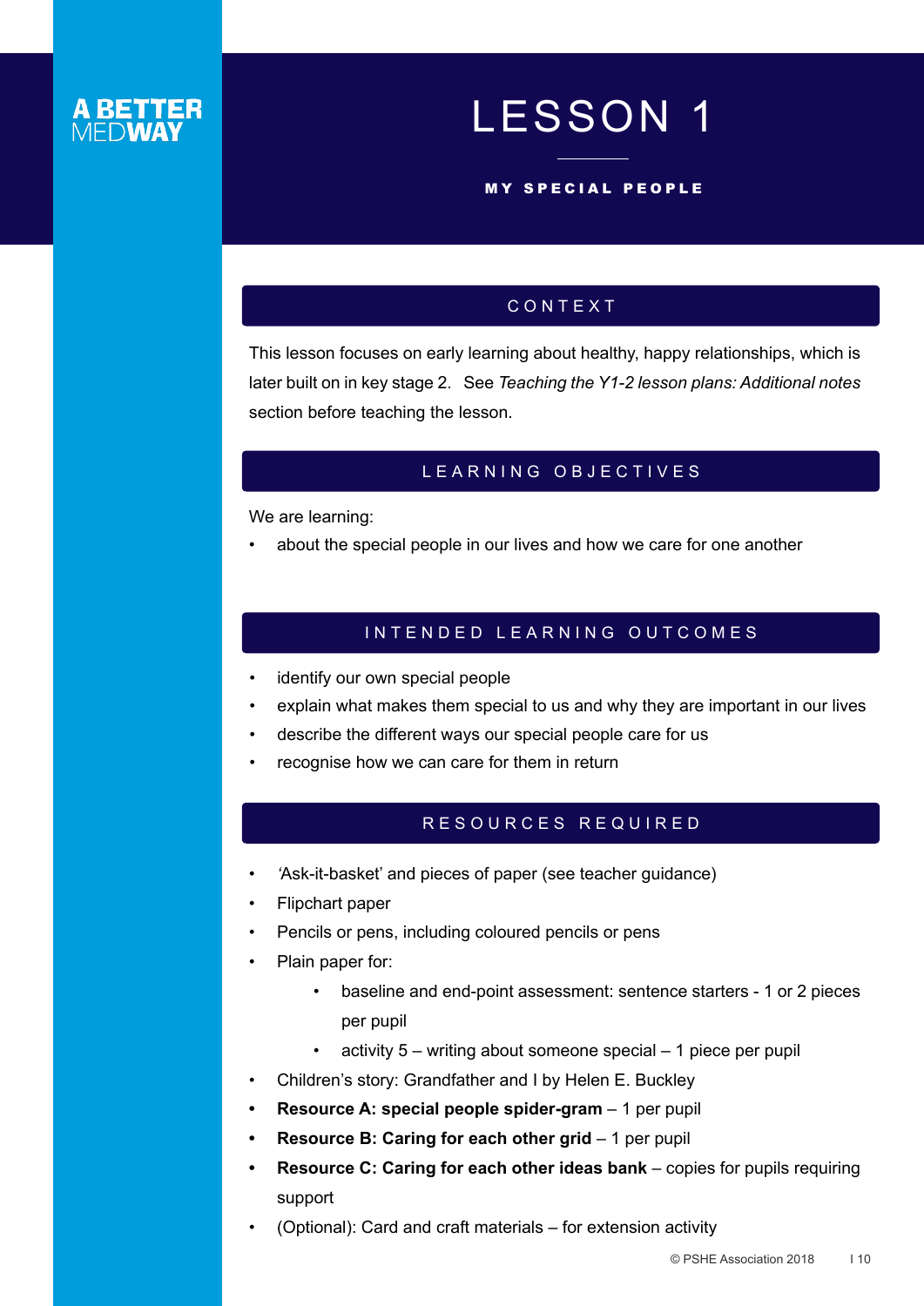A BETTER MEDWAY

# LESSON 1

## MY SPECIAL PEOPLE

### CONTEXT

This lesson focuses on early learning about healthy, happy relationships, which is later built on in key stage 2. See *Teaching the Y1-2 lesson plans: Additional notes* section before teaching the lesson.

### LEARNING OBJECTIVES

We are learning:

- about the special people in our lives and how we care for one another

### INTENDED LEARNING OUTCOMES

- identify our own special people
- explain what makes them special to us and why they are important in our lives
- describe the different ways our special people care for us
- recognise how we can care for them in return

### RESOURCES REQUIRED

- 'Ask-it-basket' and pieces of paper (see teacher guidance)
- Flipchart paper
- Pencils or pens, including coloured pencils or pens
- Plain paper for:
  - baseline and end-point assessment: sentence starters - 1 or 2 pieces per pupil
  - activity 5 – writing about someone special – 1 piece per pupil
- Children's story: Grandfather and I by Helen E. Buckley
- **Resource A: special people spider-gram** – 1 per pupil
- **Resource B: Caring for each other grid** – 1 per pupil
- **Resource C: Caring for each other ideas bank** – copies for pupils requiring support
- (Optional): Card and craft materials – for extension activity

© PSHE Association 2018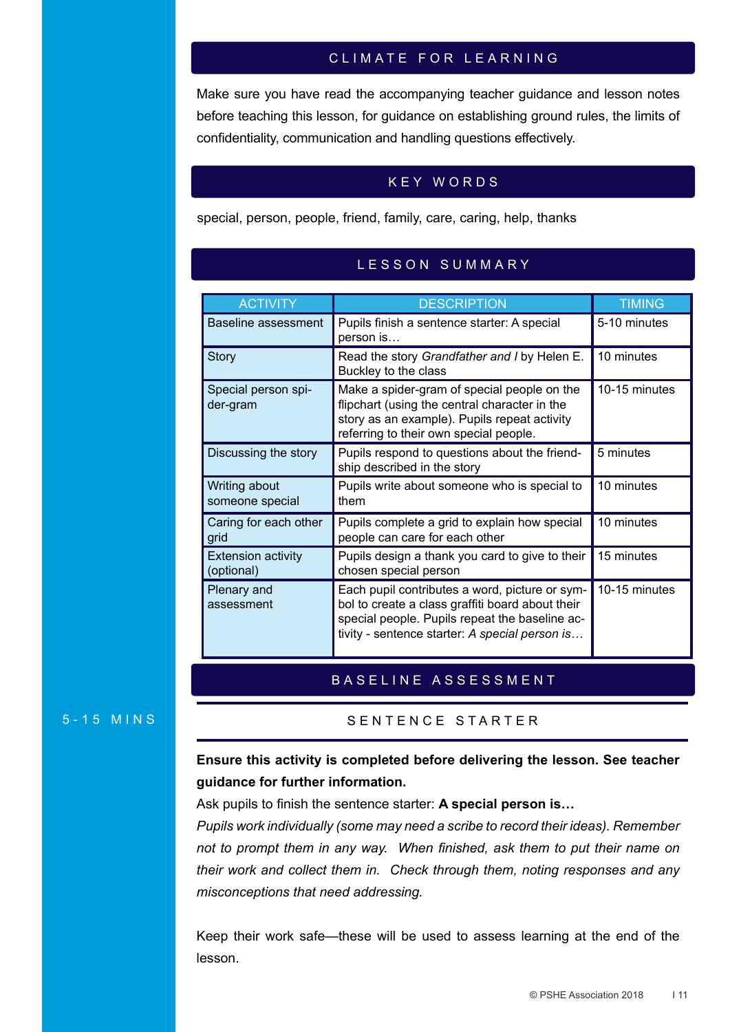## CLIMATE FOR LEARNING

Make sure you have read the accompanying teacher guidance and lesson notes before teaching this lesson, for guidance on establishing ground rules, the limits of confidentiality, communication and handling questions effectively.

## KEY WORDS

special, person, people, friend, family, care, caring, help, thanks

## LESSON SUMMARY

| ACTIVITY | DESCRIPTION | TIMING |
|---|---|---|
| Baseline assessment | Pupils finish a sentence starter: A special person is… | 5-10 minutes |
| Story | Read the story *Grandfather and I* by Helen E. Buckley to the class | 10 minutes |
| Special person spider-gram | Make a spider-gram of special people on the flipchart (using the central character in the story as an example). Pupils repeat activity referring to their own special people. | 10-15 minutes |
| Discussing the story | Pupils respond to questions about the friendship described in the story | 5 minutes |
| Writing about someone special | Pupils write about someone who is special to them | 10 minutes |
| Caring for each other grid | Pupils complete a grid to explain how special people can care for each other | 10 minutes |
| Extension activity (optional) | Pupils design a thank you card to give to their chosen special person | 15 minutes |
| Plenary and assessment | Each pupil contributes a word, picture or symbol to create a class graffiti board about their special people. Pupils repeat the baseline activity - sentence starter: *A special person is…* | 10-15 minutes |

## BASELINE ASSESSMENT

5-15 MINS

### SENTENCE STARTER

**Ensure this activity is completed before delivering the lesson. See teacher guidance for further information.**

Ask pupils to finish the sentence starter: **A special person is…**

*Pupils work individually (some may need a scribe to record their ideas). Remember not to prompt them in any way. When finished, ask them to put their name on their work and collect them in. Check through them, noting responses and any misconceptions that need addressing.*

Keep their work safe—these will be used to assess learning at the end of the lesson.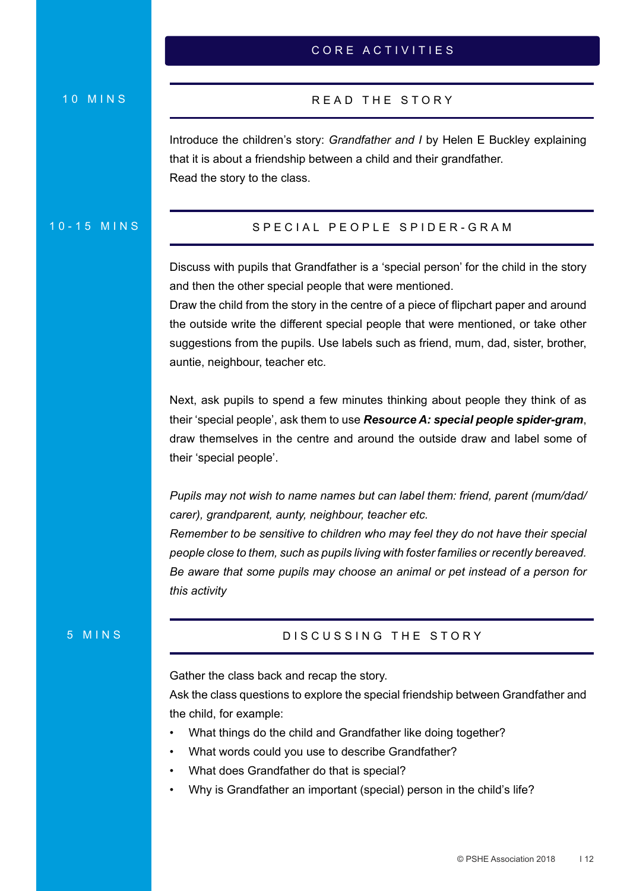## CORE ACTIVITIES

### READ THE STORY

10 MINS

Introduce the children's story: *Grandfather and I* by Helen E Buckley explaining that it is about a friendship between a child and their grandfather.
Read the story to the class.

### SPECIAL PEOPLE SPIDER-GRAM

10-15 MINS

Discuss with pupils that Grandfather is a 'special person' for the child in the story and then the other special people that were mentioned.
Draw the child from the story in the centre of a piece of flipchart paper and around the outside write the different special people that were mentioned, or take other suggestions from the pupils. Use labels such as friend, mum, dad, sister, brother, auntie, neighbour, teacher etc.

Next, ask pupils to spend a few minutes thinking about people they think of as their 'special people', ask them to use ***Resource A: special people spider-gram***, draw themselves in the centre and around the outside draw and label some of their 'special people'.

*Pupils may not wish to name names but can label them: friend, parent (mum/dad/carer), grandparent, aunty, neighbour, teacher etc.*
*Remember to be sensitive to children who may feel they do not have their special people close to them, such as pupils living with foster families or recently bereaved.*
*Be aware that some pupils may choose an animal or pet instead of a person for this activity*

### DISCUSSING THE STORY

5 MINS

Gather the class back and recap the story.
Ask the class questions to explore the special friendship between Grandfather and the child, for example:

- What things do the child and Grandfather like doing together?
- What words could you use to describe Grandfather?
- What does Grandfather do that is special?
- Why is Grandfather an important (special) person in the child's life?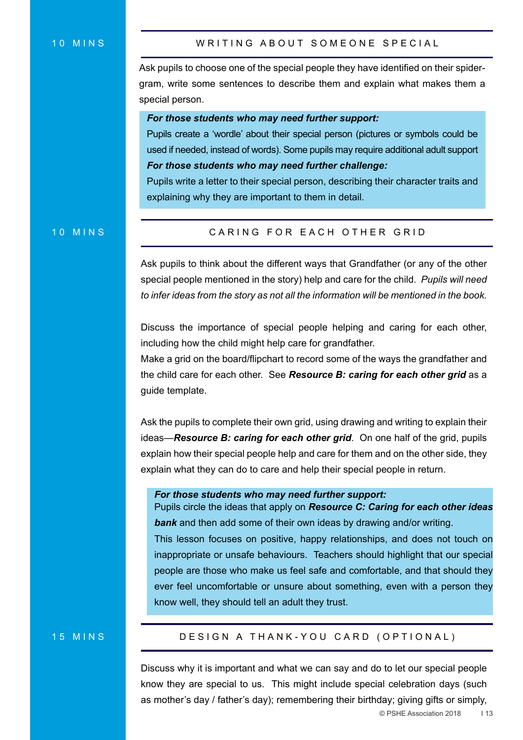10 MINS

## WRITING ABOUT SOMEONE SPECIAL

Ask pupils to choose one of the special people they have identified on their spider-gram, write some sentences to describe them and explain what makes them a special person.

***For those students who may need further support:***
Pupils create a 'wordle' about their special person (pictures or symbols could be used if needed, instead of words). Some pupils may require additional adult support

***For those students who may need further challenge:***
Pupils write a letter to their special person, describing their character traits and explaining why they are important to them in detail.

10 MINS

## CARING FOR EACH OTHER GRID

Ask pupils to think about the different ways that Grandfather (or any of the other special people mentioned in the story) help and care for the child. *Pupils will need to infer ideas from the story as not all the information will be mentioned in the book.*

Discuss the importance of special people helping and caring for each other, including how the child might help care for grandfather.
Make a grid on the board/flipchart to record some of the ways the grandfather and the child care for each other. See ***Resource B: caring for each other grid*** as a guide template.

Ask the pupils to complete their own grid, using drawing and writing to explain their ideas—***Resource B: caring for each other grid***. On one half of the grid, pupils explain how their special people help and care for them and on the other side, they explain what they can do to care and help their special people in return.

***For those students who may need further support:***
Pupils circle the ideas that apply on ***Resource C: Caring for each other ideas bank*** and then add some of their own ideas by drawing and/or writing.
This lesson focuses on positive, happy relationships, and does not touch on inappropriate or unsafe behaviours. Teachers should highlight that our special people are those who make us feel safe and comfortable, and that should they ever feel uncomfortable or unsure about something, even with a person they know well, they should tell an adult they trust.

15 MINS

## DESIGN A THANK-YOU CARD (OPTIONAL)

Discuss why it is important and what we can say and do to let our special people know they are special to us. This might include special celebration days (such as mother's day / father's day); remembering their birthday; giving gifts or simply,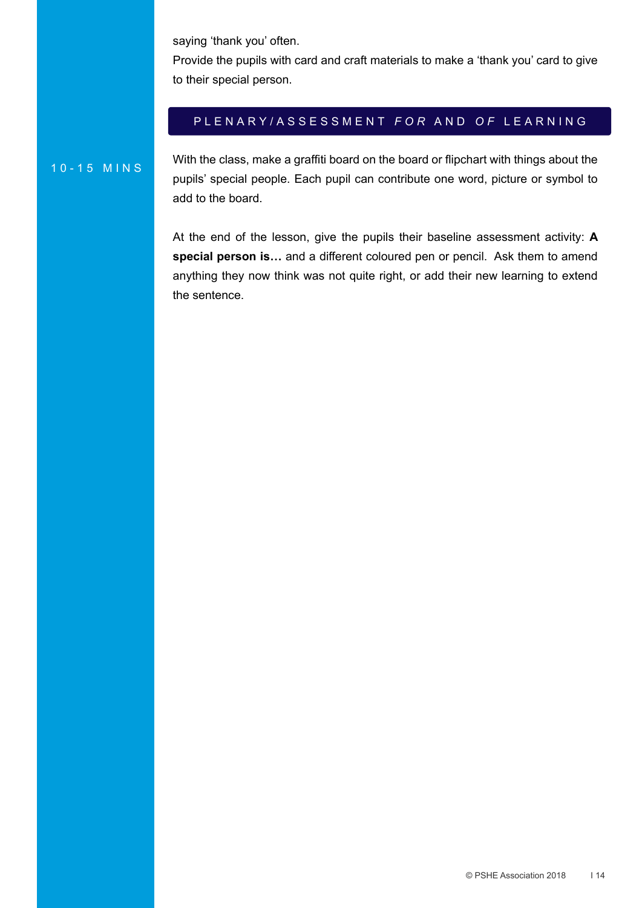saying 'thank you' often.
Provide the pupils with card and craft materials to make a 'thank you' card to give to their special person.

## PLENARY/ASSESSMENT *FOR* AND *OF* LEARNING

10-15 MINS

With the class, make a graffiti board on the board or flipchart with things about the pupils' special people. Each pupil can contribute one word, picture or symbol to add to the board.

At the end of the lesson, give the pupils their baseline assessment activity: **A special person is…** and a different coloured pen or pencil. Ask them to amend anything they now think was not quite right, or add their new learning to extend the sentence.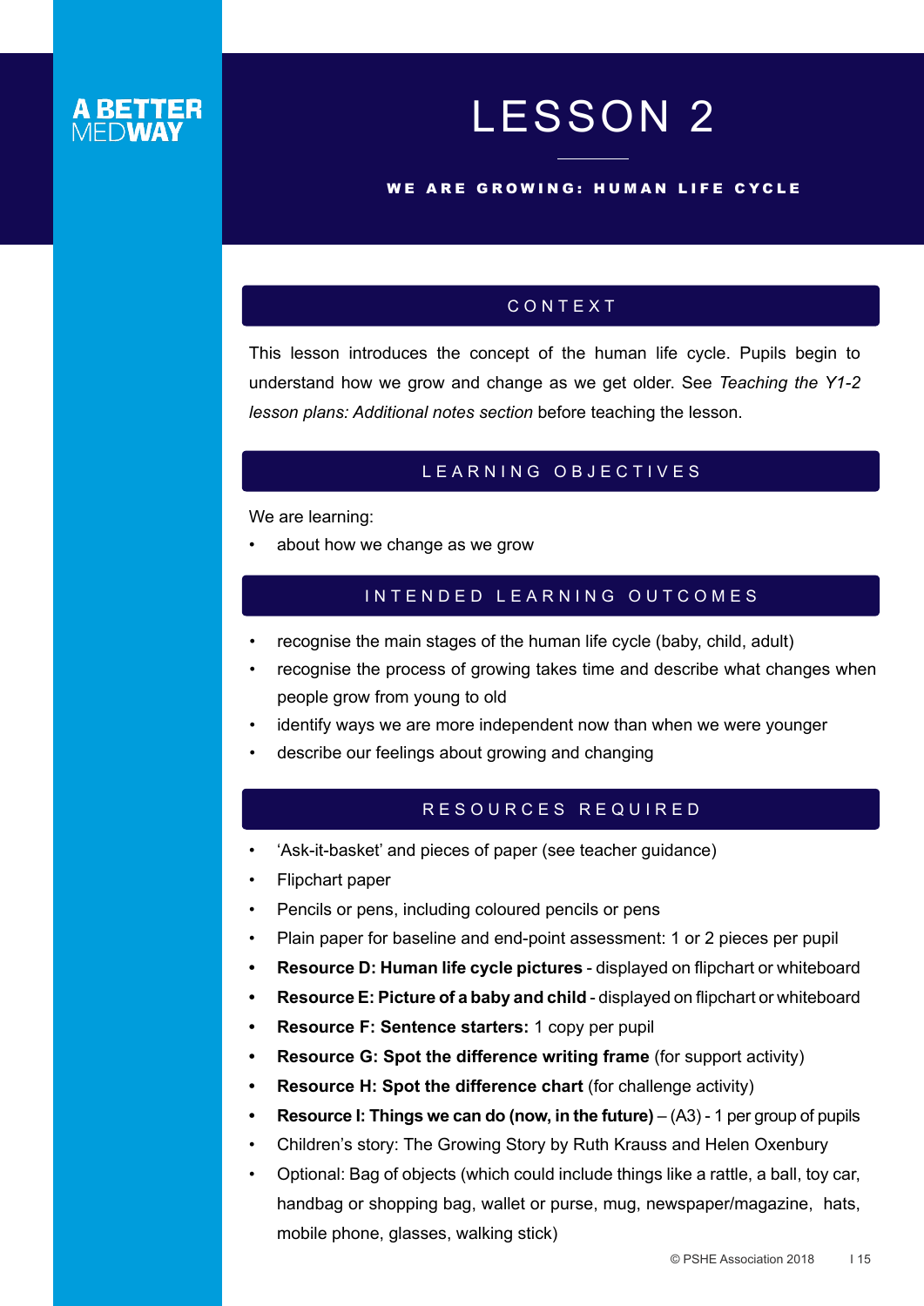A BETTER MEDWAY

# LESSON 2

## WE ARE GROWING: HUMAN LIFE CYCLE

### CONTEXT

This lesson introduces the concept of the human life cycle. Pupils begin to understand how we grow and change as we get older. See *Teaching the Y1-2 lesson plans: Additional notes section* before teaching the lesson.

### LEARNING OBJECTIVES

We are learning:

- about how we change as we grow

### INTENDED LEARNING OUTCOMES

- recognise the main stages of the human life cycle (baby, child, adult)
- recognise the process of growing takes time and describe what changes when people grow from young to old
- identify ways we are more independent now than when we were younger
- describe our feelings about growing and changing

### RESOURCES REQUIRED

- 'Ask-it-basket' and pieces of paper (see teacher guidance)
- Flipchart paper
- Pencils or pens, including coloured pencils or pens
- Plain paper for baseline and end-point assessment: 1 or 2 pieces per pupil
- **Resource D: Human life cycle pictures** - displayed on flipchart or whiteboard
- **Resource E: Picture of a baby and child** - displayed on flipchart or whiteboard
- **Resource F: Sentence starters:** 1 copy per pupil
- **Resource G: Spot the difference writing frame** (for support activity)
- **Resource H: Spot the difference chart** (for challenge activity)
- **Resource I: Things we can do (now, in the future)** – (A3) - 1 per group of pupils
- Children's story: The Growing Story by Ruth Krauss and Helen Oxenbury
- Optional: Bag of objects (which could include things like a rattle, a ball, toy car, handbag or shopping bag, wallet or purse, mug, newspaper/magazine, hats, mobile phone, glasses, walking stick)

© PSHE Association 2018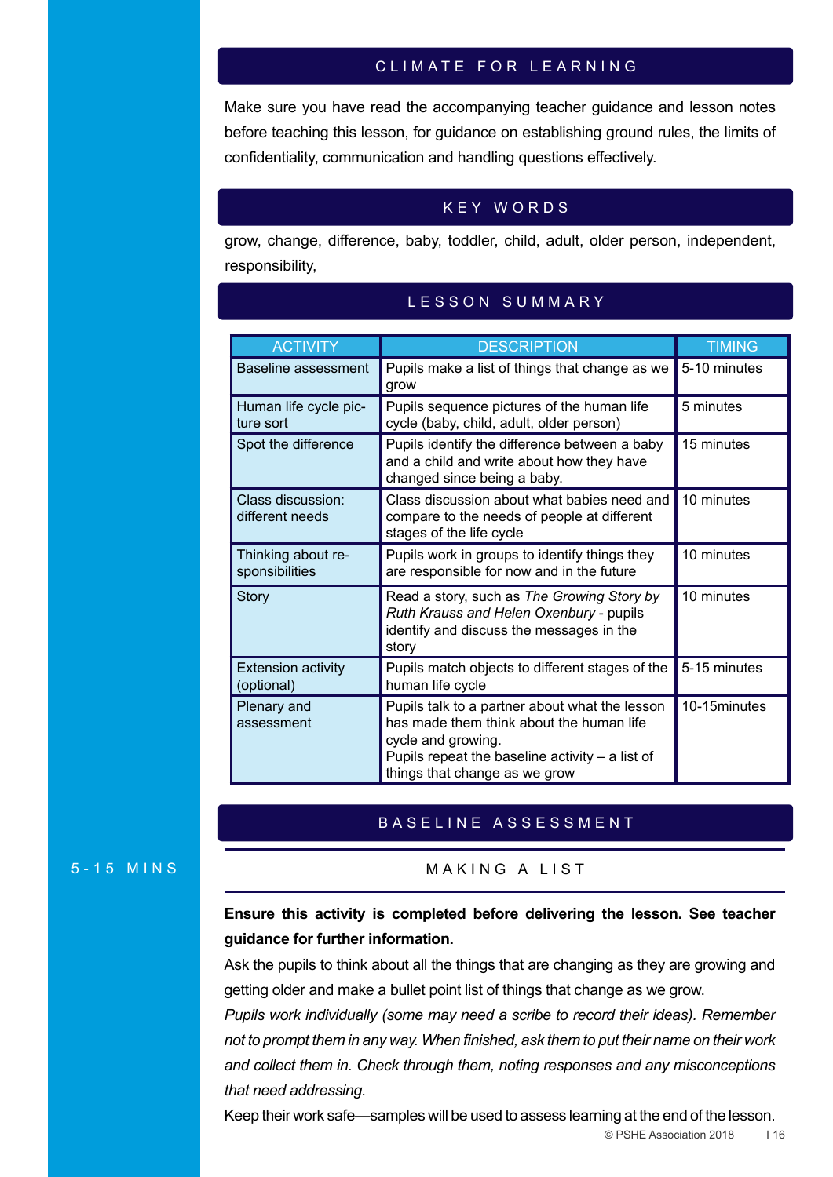## CLIMATE FOR LEARNING

Make sure you have read the accompanying teacher guidance and lesson notes before teaching this lesson, for guidance on establishing ground rules, the limits of confidentiality, communication and handling questions effectively.

## KEY WORDS

grow, change, difference, baby, toddler, child, adult, older person, independent, responsibility,

## LESSON SUMMARY

| ACTIVITY | DESCRIPTION | TIMING |
|---|---|---|
| Baseline assessment | Pupils make a list of things that change as we grow | 5-10 minutes |
| Human life cycle picture sort | Pupils sequence pictures of the human life cycle (baby, child, adult, older person) | 5 minutes |
| Spot the difference | Pupils identify the difference between a baby and a child and write about how they have changed since being a baby. | 15 minutes |
| Class discussion: different needs | Class discussion about what babies need and compare to the needs of people at different stages of the life cycle | 10 minutes |
| Thinking about responsibilities | Pupils work in groups to identify things they are responsible for now and in the future | 10 minutes |
| Story | Read a story, such as *The Growing Story by Ruth Krauss and Helen Oxenbury* - pupils identify and discuss the messages in the story | 10 minutes |
| Extension activity (optional) | Pupils match objects to different stages of the human life cycle | 5-15 minutes |
| Plenary and assessment | Pupils talk to a partner about what the lesson has made them think about the human life cycle and growing.<br>Pupils repeat the baseline activity – a list of things that change as we grow | 10-15minutes |

## BASELINE ASSESSMENT

5-15 MINS

### MAKING A LIST

**Ensure this activity is completed before delivering the lesson. See teacher guidance for further information.**

Ask the pupils to think about all the things that are changing as they are growing and getting older and make a bullet point list of things that change as we grow.

*Pupils work individually (some may need a scribe to record their ideas). Remember not to prompt them in any way. When finished, ask them to put their name on their work and collect them in. Check through them, noting responses and any misconceptions that need addressing.*

Keep their work safe—samples will be used to assess learning at the end of the lesson.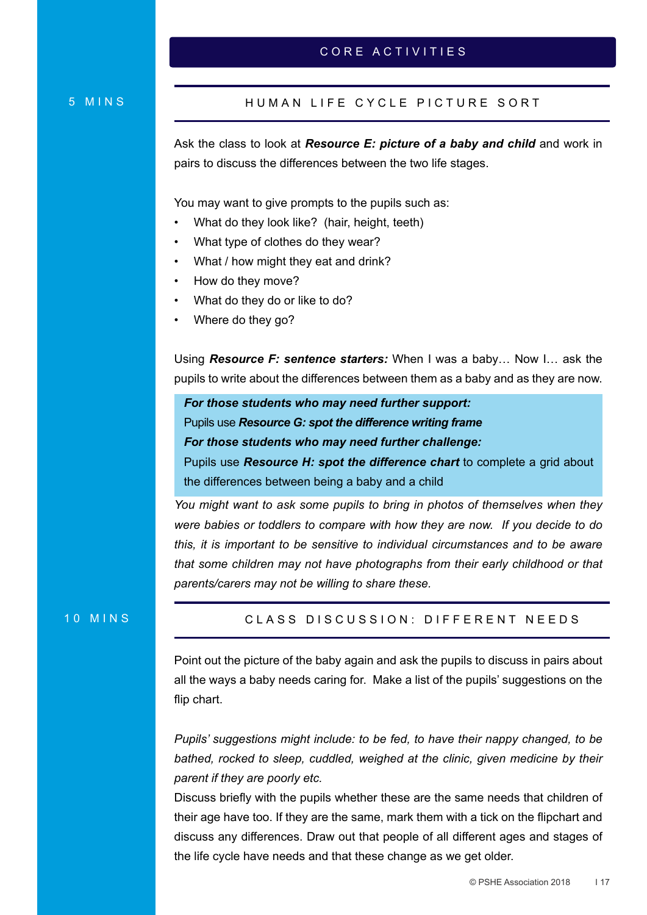## CORE ACTIVITIES

5 MINS

### HUMAN LIFE CYCLE PICTURE SORT

Ask the class to look at ***Resource E: picture of a baby and child*** and work in pairs to discuss the differences between the two life stages.

You may want to give prompts to the pupils such as:

- What do they look like? (hair, height, teeth)
- What type of clothes do they wear?
- What / how might they eat and drink?
- How do they move?
- What do they do or like to do?
- Where do they go?

Using ***Resource F: sentence starters:*** When I was a baby… Now I… ask the pupils to write about the differences between them as a baby and as they are now.

***For those students who may need further support:***
Pupils use ***Resource G: spot the difference writing frame***
***For those students who may need further challenge:***
Pupils use ***Resource H: spot the difference chart*** to complete a grid about the differences between being a baby and a child

*You might want to ask some pupils to bring in photos of themselves when they were babies or toddlers to compare with how they are now. If you decide to do this, it is important to be sensitive to individual circumstances and to be aware that some children may not have photographs from their early childhood or that parents/carers may not be willing to share these.*

10 MINS

### CLASS DISCUSSION: DIFFERENT NEEDS

Point out the picture of the baby again and ask the pupils to discuss in pairs about all the ways a baby needs caring for. Make a list of the pupils' suggestions on the flip chart.

*Pupils' suggestions might include: to be fed, to have their nappy changed, to be bathed, rocked to sleep, cuddled, weighed at the clinic, given medicine by their parent if they are poorly etc.*

Discuss briefly with the pupils whether these are the same needs that children of their age have too. If they are the same, mark them with a tick on the flipchart and discuss any differences. Draw out that people of all different ages and stages of the life cycle have needs and that these change as we get older.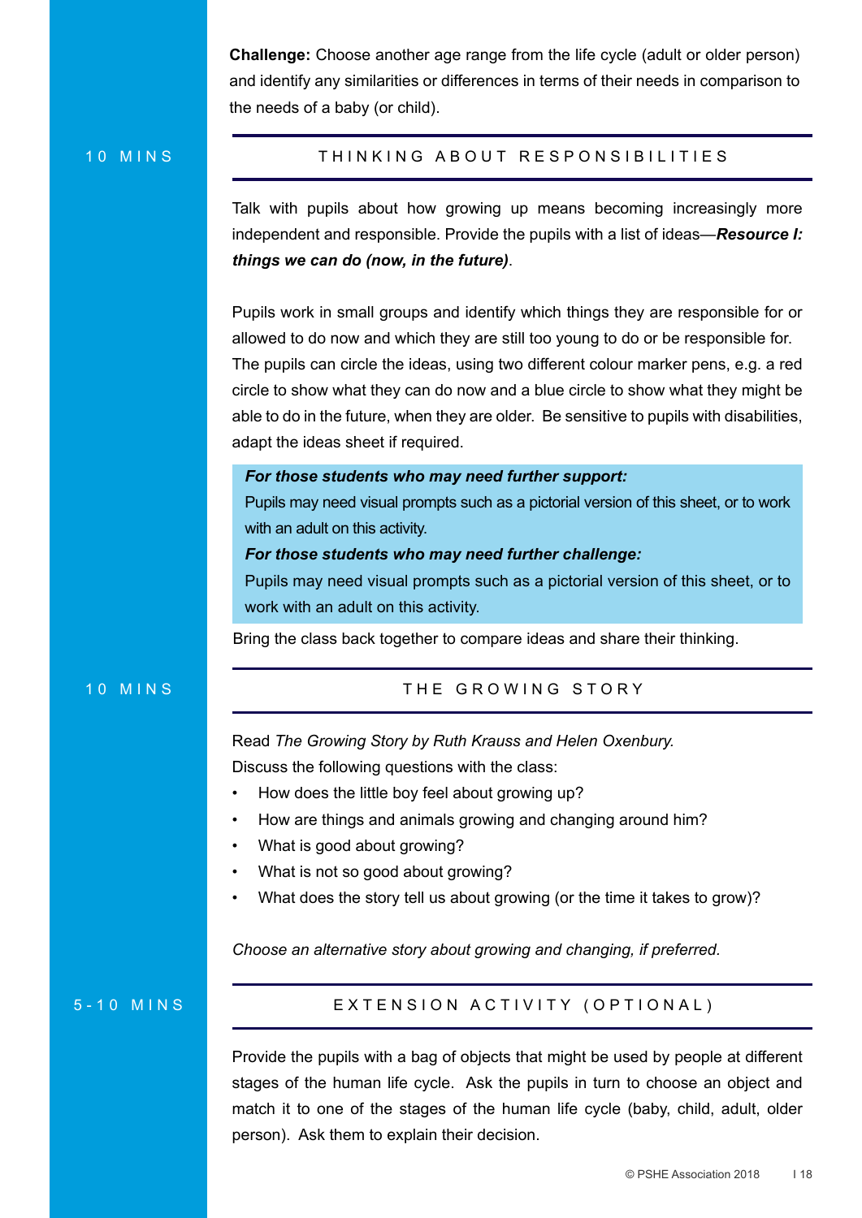**Challenge:** Choose another age range from the life cycle (adult or older person) and identify any similarities or differences in terms of their needs in comparison to the needs of a baby (or child).

10 MINS

## THINKING ABOUT RESPONSIBILITIES

Talk with pupils about how growing up means becoming increasingly more independent and responsible. Provide the pupils with a list of ideas—***Resource I: things we can do (now, in the future)***.

Pupils work in small groups and identify which things they are responsible for or allowed to do now and which they are still too young to do or be responsible for. The pupils can circle the ideas, using two different colour marker pens, e.g. a red circle to show what they can do now and a blue circle to show what they might be able to do in the future, when they are older. Be sensitive to pupils with disabilities, adapt the ideas sheet if required.

***For those students who may need further support:***
Pupils may need visual prompts such as a pictorial version of this sheet, or to work with an adult on this activity.
***For those students who may need further challenge:***
Pupils may need visual prompts such as a pictorial version of this sheet, or to work with an adult on this activity.

Bring the class back together to compare ideas and share their thinking.

10 MINS

## THE GROWING STORY

Read *The Growing Story by Ruth Krauss and Helen Oxenbury.*
Discuss the following questions with the class:

- How does the little boy feel about growing up?
- How are things and animals growing and changing around him?
- What is good about growing?
- What is not so good about growing?
- What does the story tell us about growing (or the time it takes to grow)?

*Choose an alternative story about growing and changing, if preferred.*

5-10 MINS

## EXTENSION ACTIVITY (OPTIONAL)

Provide the pupils with a bag of objects that might be used by people at different stages of the human life cycle. Ask the pupils in turn to choose an object and match it to one of the stages of the human life cycle (baby, child, adult, older person). Ask them to explain their decision.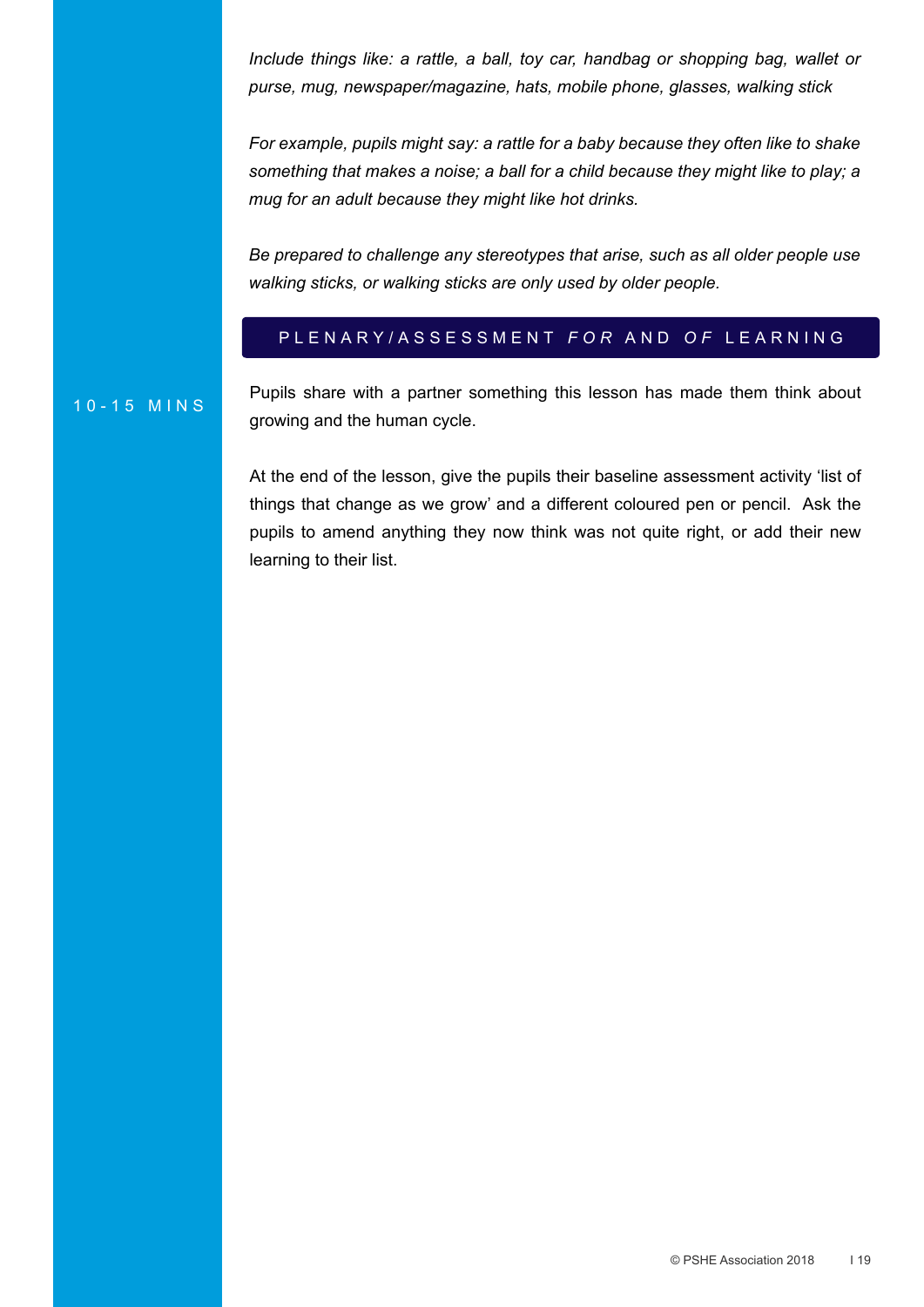*Include things like: a rattle, a ball, toy car, handbag or shopping bag, wallet or purse, mug, newspaper/magazine, hats, mobile phone, glasses, walking stick*

*For example, pupils might say: a rattle for a baby because they often like to shake something that makes a noise; a ball for a child because they might like to play; a mug for an adult because they might like hot drinks.*

*Be prepared to challenge any stereotypes that arise, such as all older people use walking sticks, or walking sticks are only used by older people.*

## PLENARY/ASSESSMENT *FOR* AND *OF* LEARNING

10-15 MINS

Pupils share with a partner something this lesson has made them think about growing and the human cycle.

At the end of the lesson, give the pupils their baseline assessment activity 'list of things that change as we grow' and a different coloured pen or pencil. Ask the pupils to amend anything they now think was not quite right, or add their new learning to their list.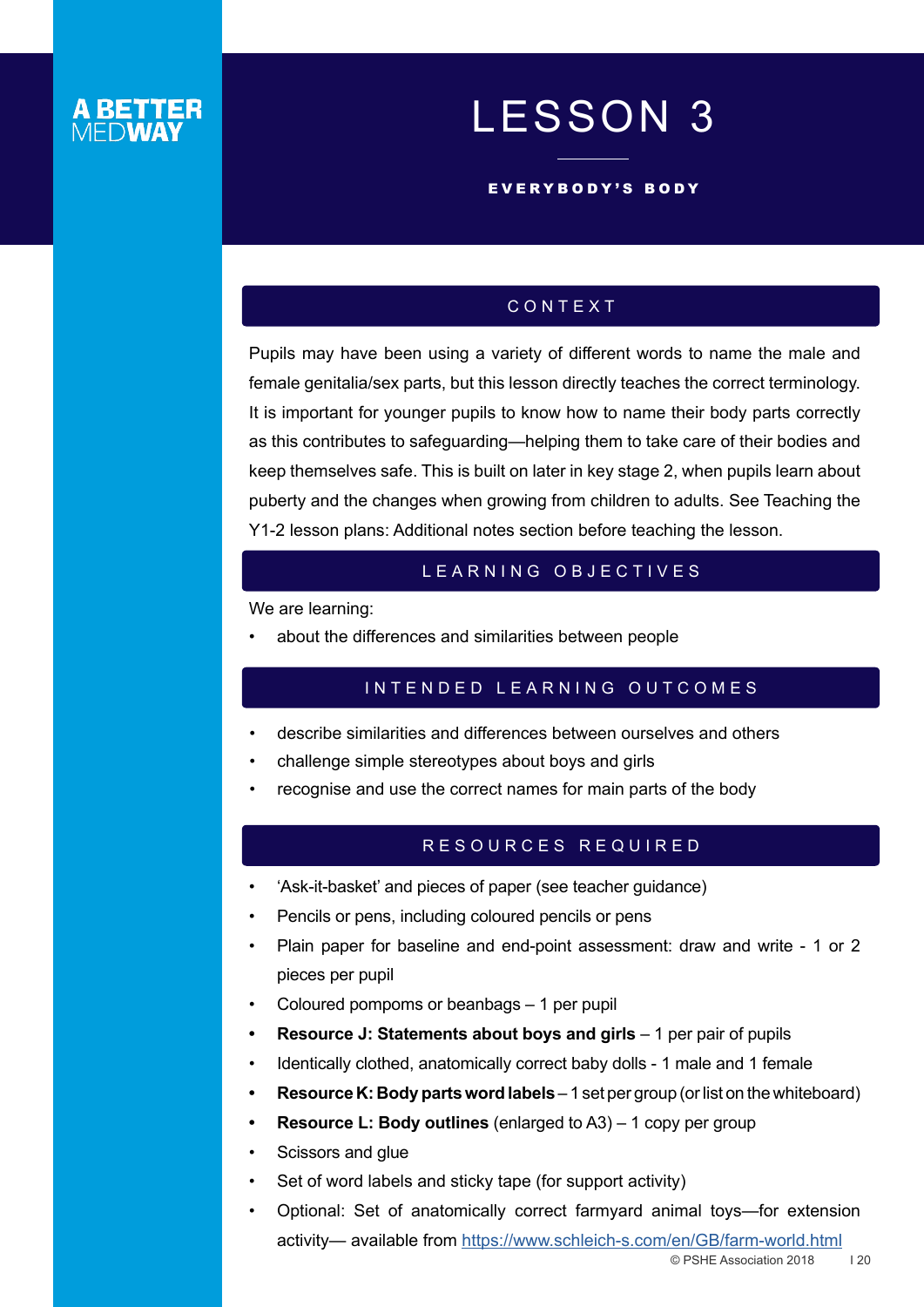# LESSON 3

**EVERYBODY'S BODY**

## CONTEXT

Pupils may have been using a variety of different words to name the male and female genitalia/sex parts, but this lesson directly teaches the correct terminology. It is important for younger pupils to know how to name their body parts correctly as this contributes to safeguarding—helping them to take care of their bodies and keep themselves safe. This is built on later in key stage 2, when pupils learn about puberty and the changes when growing from children to adults. See Teaching the Y1-2 lesson plans: Additional notes section before teaching the lesson.

## LEARNING OBJECTIVES

We are learning:

- about the differences and similarities between people

## INTENDED LEARNING OUTCOMES

- describe similarities and differences between ourselves and others
- challenge simple stereotypes about boys and girls
- recognise and use the correct names for main parts of the body

## RESOURCES REQUIRED

- 'Ask-it-basket' and pieces of paper (see teacher guidance)
- Pencils or pens, including coloured pencils or pens
- Plain paper for baseline and end-point assessment: draw and write - 1 or 2 pieces per pupil
- Coloured pompoms or beanbags – 1 per pupil
- **Resource J: Statements about boys and girls** – 1 per pair of pupils
- Identically clothed, anatomically correct baby dolls - 1 male and 1 female
- **Resource K: Body parts word labels** – 1 set per group (or list on the whiteboard)
- **Resource L: Body outlines** (enlarged to A3) – 1 copy per group
- Scissors and glue
- Set of word labels and sticky tape (for support activity)
- Optional: Set of anatomically correct farmyard animal toys—for extension activity— available from https://www.schleich-s.com/en/GB/farm-world.html

© PSHE Association 2018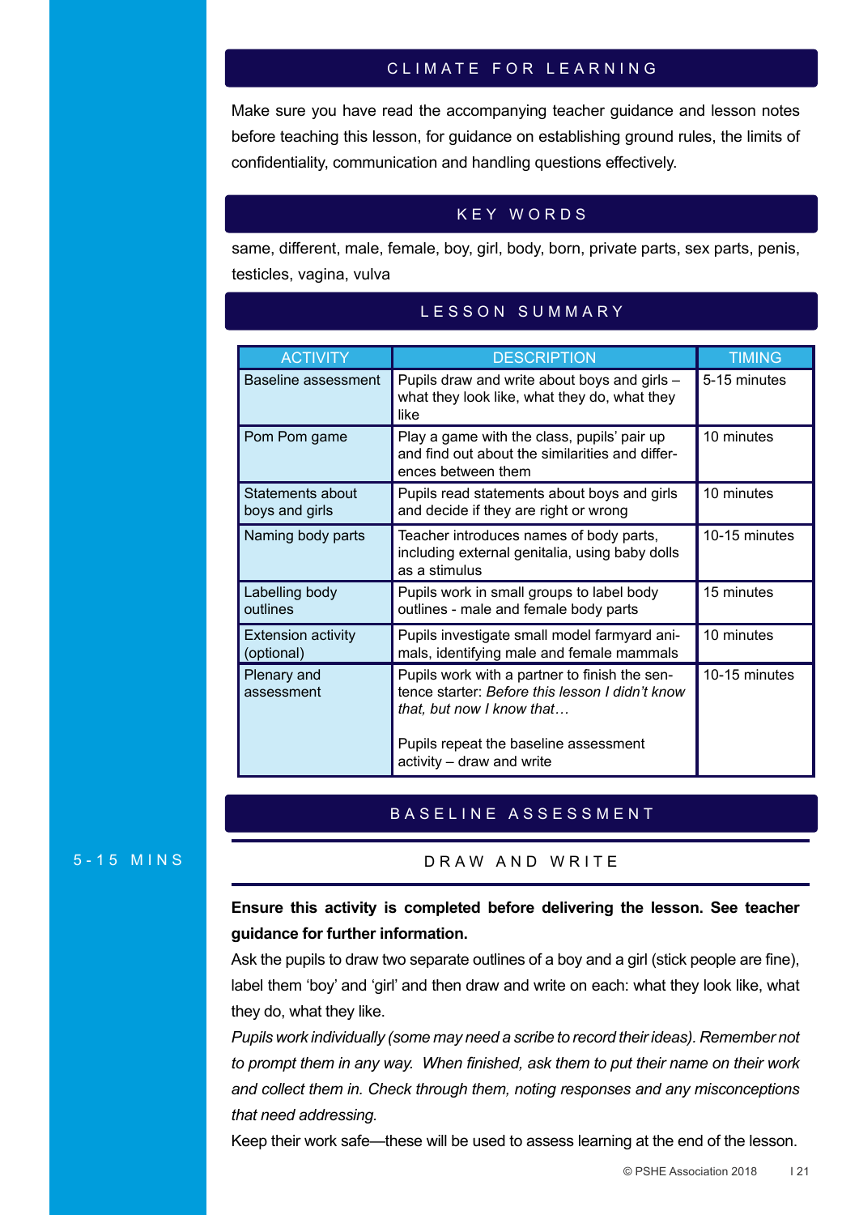## CLIMATE FOR LEARNING

Make sure you have read the accompanying teacher guidance and lesson notes before teaching this lesson, for guidance on establishing ground rules, the limits of confidentiality, communication and handling questions effectively.

## KEY WORDS

same, different, male, female, boy, girl, body, born, private parts, sex parts, penis, testicles, vagina, vulva

## LESSON SUMMARY

| ACTIVITY | DESCRIPTION | TIMING |
|---|---|---|
| Baseline assessment | Pupils draw and write about boys and girls – what they look like, what they do, what they like | 5-15 minutes |
| Pom Pom game | Play a game with the class, pupils' pair up and find out about the similarities and differences between them | 10 minutes |
| Statements about boys and girls | Pupils read statements about boys and girls and decide if they are right or wrong | 10 minutes |
| Naming body parts | Teacher introduces names of body parts, including external genitalia, using baby dolls as a stimulus | 10-15 minutes |
| Labelling body outlines | Pupils work in small groups to label body outlines - male and female body parts | 15 minutes |
| Extension activity (optional) | Pupils investigate small model farmyard animals, identifying male and female mammals | 10 minutes |
| Plenary and assessment | Pupils work with a partner to finish the sentence starter: *Before this lesson I didn't know that, but now I know that…*<br><br>Pupils repeat the baseline assessment activity – draw and write | 10-15 minutes |

## BASELINE ASSESSMENT

5-15 MINS

### DRAW AND WRITE

**Ensure this activity is completed before delivering the lesson. See teacher guidance for further information.**

Ask the pupils to draw two separate outlines of a boy and a girl (stick people are fine), label them 'boy' and 'girl' and then draw and write on each: what they look like, what they do, what they like.

*Pupils work individually (some may need a scribe to record their ideas). Remember not to prompt them in any way. When finished, ask them to put their name on their work and collect them in. Check through them, noting responses and any misconceptions that need addressing.*

Keep their work safe—these will be used to assess learning at the end of the lesson.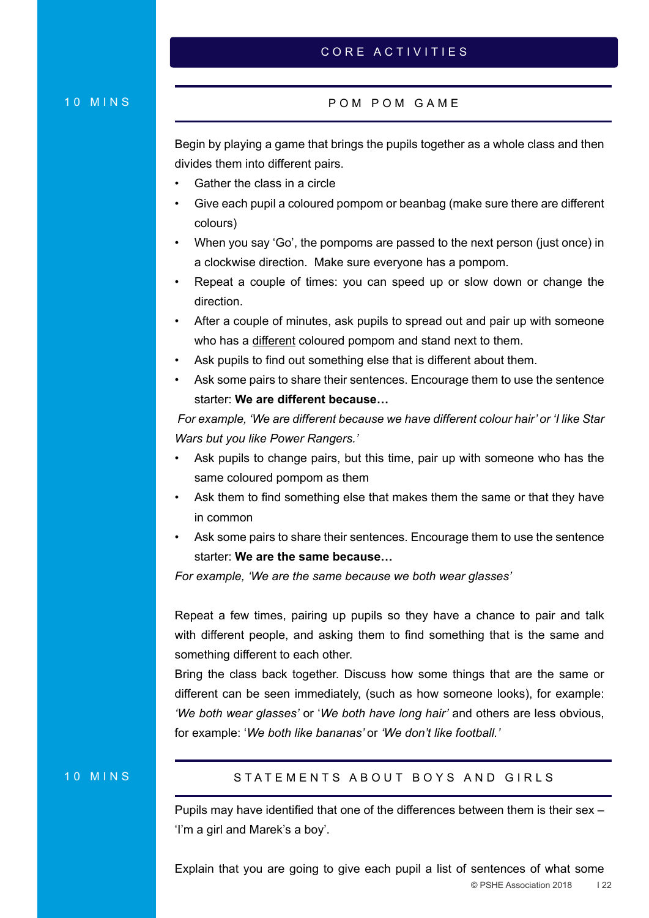## CORE ACTIVITIES

### POM POM GAME

10 MINS

Begin by playing a game that brings the pupils together as a whole class and then divides them into different pairs.

- Gather the class in a circle
- Give each pupil a coloured pompom or beanbag (make sure there are different colours)
- When you say 'Go', the pompoms are passed to the next person (just once) in a clockwise direction. Make sure everyone has a pompom.
- Repeat a couple of times: you can speed up or slow down or change the direction.
- After a couple of minutes, ask pupils to spread out and pair up with someone who has a <u>different</u> coloured pompom and stand next to them.
- Ask pupils to find out something else that is different about them.
- Ask some pairs to share their sentences. Encourage them to use the sentence starter: **We are different because…**

*For example, 'We are different because we have different colour hair' or 'I like Star Wars but you like Power Rangers.'*

- Ask pupils to change pairs, but this time, pair up with someone who has the same coloured pompom as them
- Ask them to find something else that makes them the same or that they have in common
- Ask some pairs to share their sentences. Encourage them to use the sentence starter: **We are the same because…**

*For example, 'We are the same because we both wear glasses'*

Repeat a few times, pairing up pupils so they have a chance to pair and talk with different people, and asking them to find something that is the same and something different to each other.

Bring the class back together. Discuss how some things that are the same or different can be seen immediately, (such as how someone looks), for example: *'We both wear glasses'* or '*We both have long hair'* and others are less obvious, for example: '*We both like bananas'* or *'We don't like football.'*

### STATEMENTS ABOUT BOYS AND GIRLS

10 MINS

Pupils may have identified that one of the differences between them is their sex – 'I'm a girl and Marek's a boy'.

Explain that you are going to give each pupil a list of sentences of what some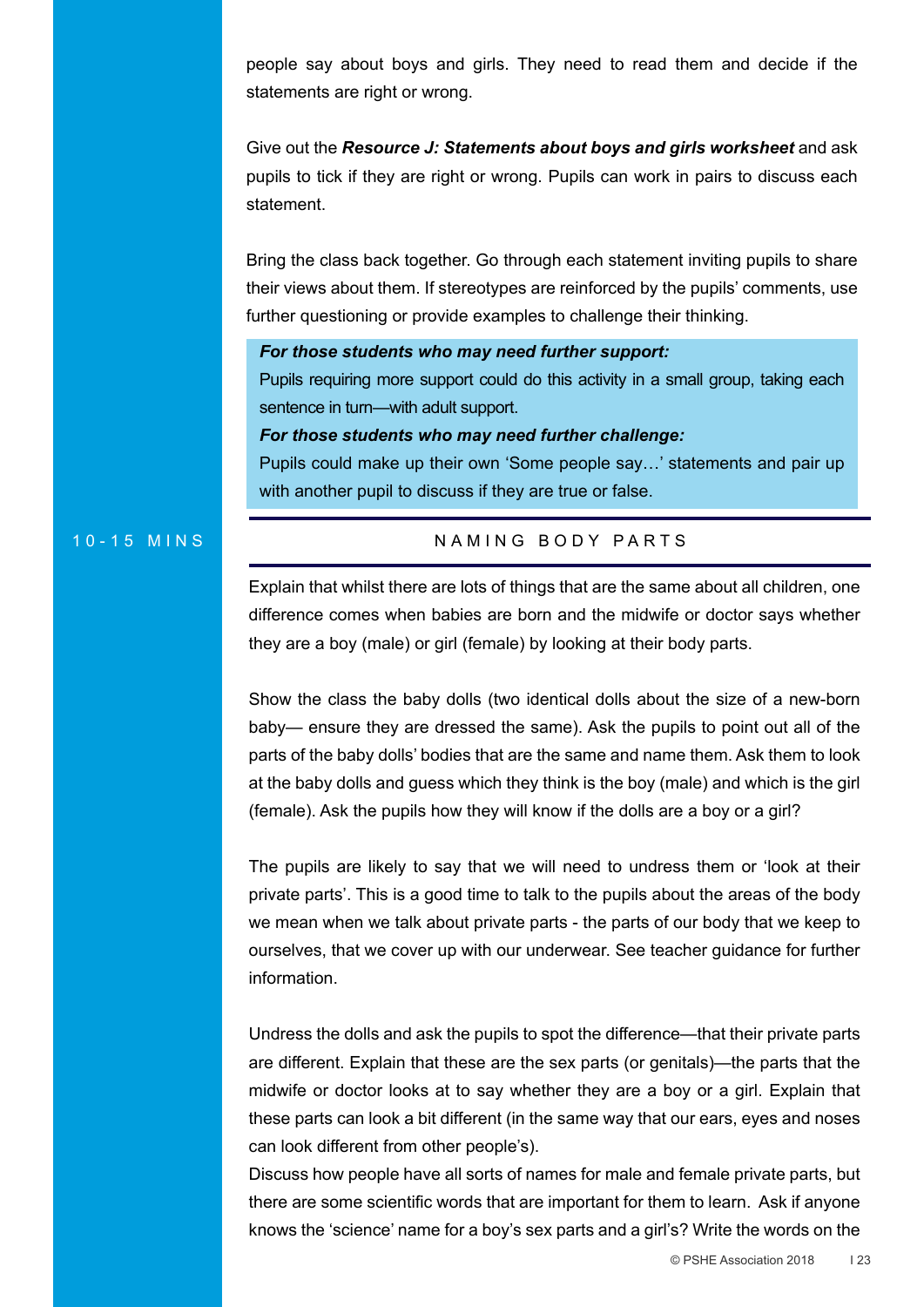people say about boys and girls. They need to read them and decide if the statements are right or wrong.

Give out the ***Resource J: Statements about boys and girls worksheet*** and ask pupils to tick if they are right or wrong. Pupils can work in pairs to discuss each statement.

Bring the class back together. Go through each statement inviting pupils to share their views about them. If stereotypes are reinforced by the pupils' comments, use further questioning or provide examples to challenge their thinking.

> ***For those students who may need further support:***
> Pupils requiring more support could do this activity in a small group, taking each sentence in turn—with adult support.
> ***For those students who may need further challenge:***
> Pupils could make up their own 'Some people say…' statements and pair up with another pupil to discuss if they are true or false.

10-15 MINS

## NAMING BODY PARTS

Explain that whilst there are lots of things that are the same about all children, one difference comes when babies are born and the midwife or doctor says whether they are a boy (male) or girl (female) by looking at their body parts.

Show the class the baby dolls (two identical dolls about the size of a new-born baby— ensure they are dressed the same). Ask the pupils to point out all of the parts of the baby dolls' bodies that are the same and name them. Ask them to look at the baby dolls and guess which they think is the boy (male) and which is the girl (female). Ask the pupils how they will know if the dolls are a boy or a girl?

The pupils are likely to say that we will need to undress them or 'look at their private parts'. This is a good time to talk to the pupils about the areas of the body we mean when we talk about private parts - the parts of our body that we keep to ourselves, that we cover up with our underwear. See teacher guidance for further information.

Undress the dolls and ask the pupils to spot the difference—that their private parts are different. Explain that these are the sex parts (or genitals)—the parts that the midwife or doctor looks at to say whether they are a boy or a girl. Explain that these parts can look a bit different (in the same way that our ears, eyes and noses can look different from other people's).

Discuss how people have all sorts of names for male and female private parts, but there are some scientific words that are important for them to learn. Ask if anyone knows the 'science' name for a boy's sex parts and a girl's? Write the words on the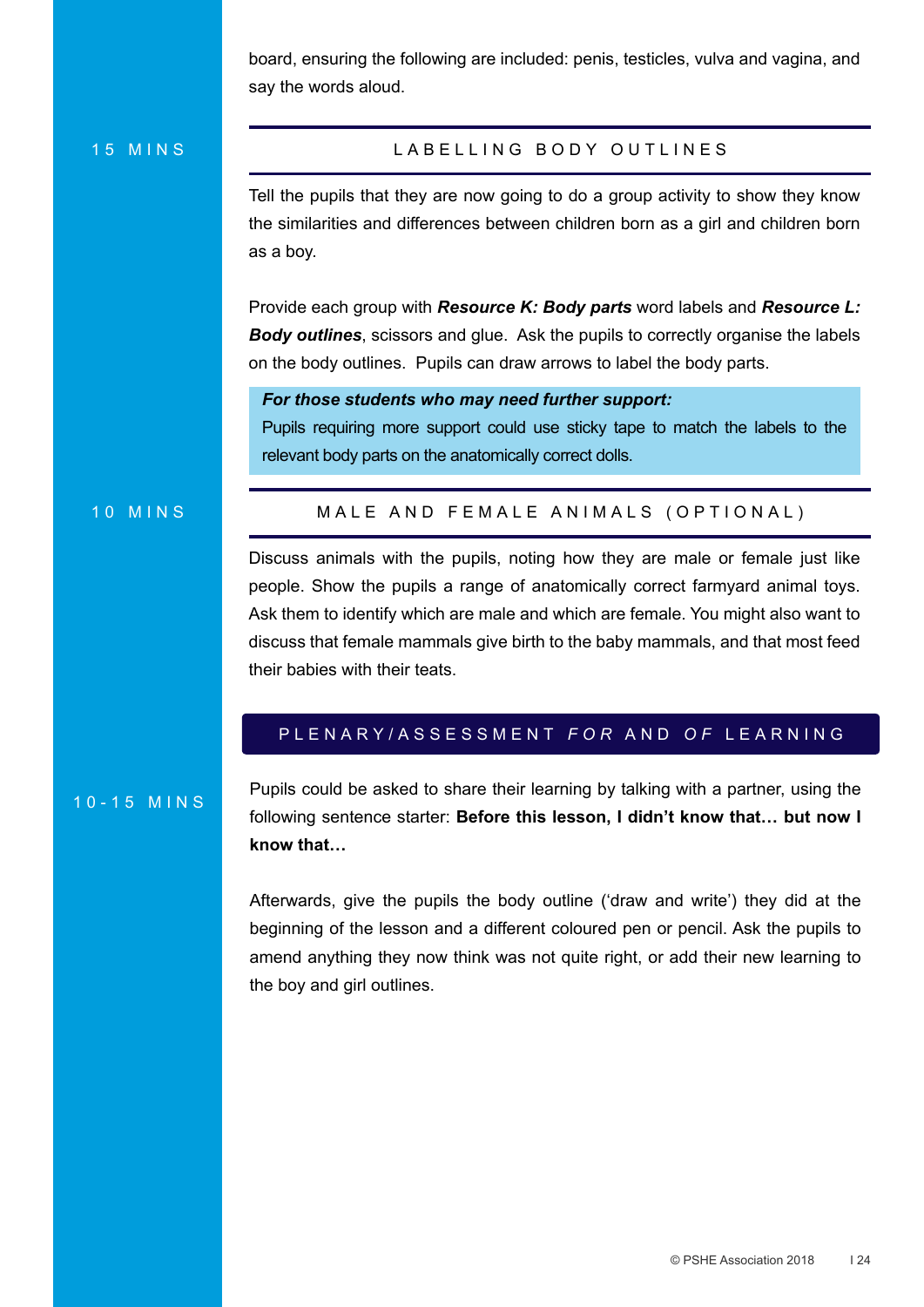board, ensuring the following are included: penis, testicles, vulva and vagina, and say the words aloud.

15 MINS

### LABELLING BODY OUTLINES

Tell the pupils that they are now going to do a group activity to show they know the similarities and differences between children born as a girl and children born as a boy.

Provide each group with ***Resource K: Body parts*** word labels and ***Resource L: Body outlines***, scissors and glue. Ask the pupils to correctly organise the labels on the body outlines. Pupils can draw arrows to label the body parts.

> ***For those students who may need further support:***
> Pupils requiring more support could use sticky tape to match the labels to the relevant body parts on the anatomically correct dolls.

10 MINS

### MALE AND FEMALE ANIMALS (OPTIONAL)

Discuss animals with the pupils, noting how they are male or female just like people. Show the pupils a range of anatomically correct farmyard animal toys. Ask them to identify which are male and which are female. You might also want to discuss that female mammals give birth to the baby mammals, and that most feed their babies with their teats.

## PLENARY/ASSESSMENT *FOR* AND *OF* LEARNING

10-15 MINS

Pupils could be asked to share their learning by talking with a partner, using the following sentence starter: **Before this lesson, I didn't know that… but now I know that…**

Afterwards, give the pupils the body outline ('draw and write') they did at the beginning of the lesson and a different coloured pen or pencil. Ask the pupils to amend anything they now think was not quite right, or add their new learning to the boy and girl outlines.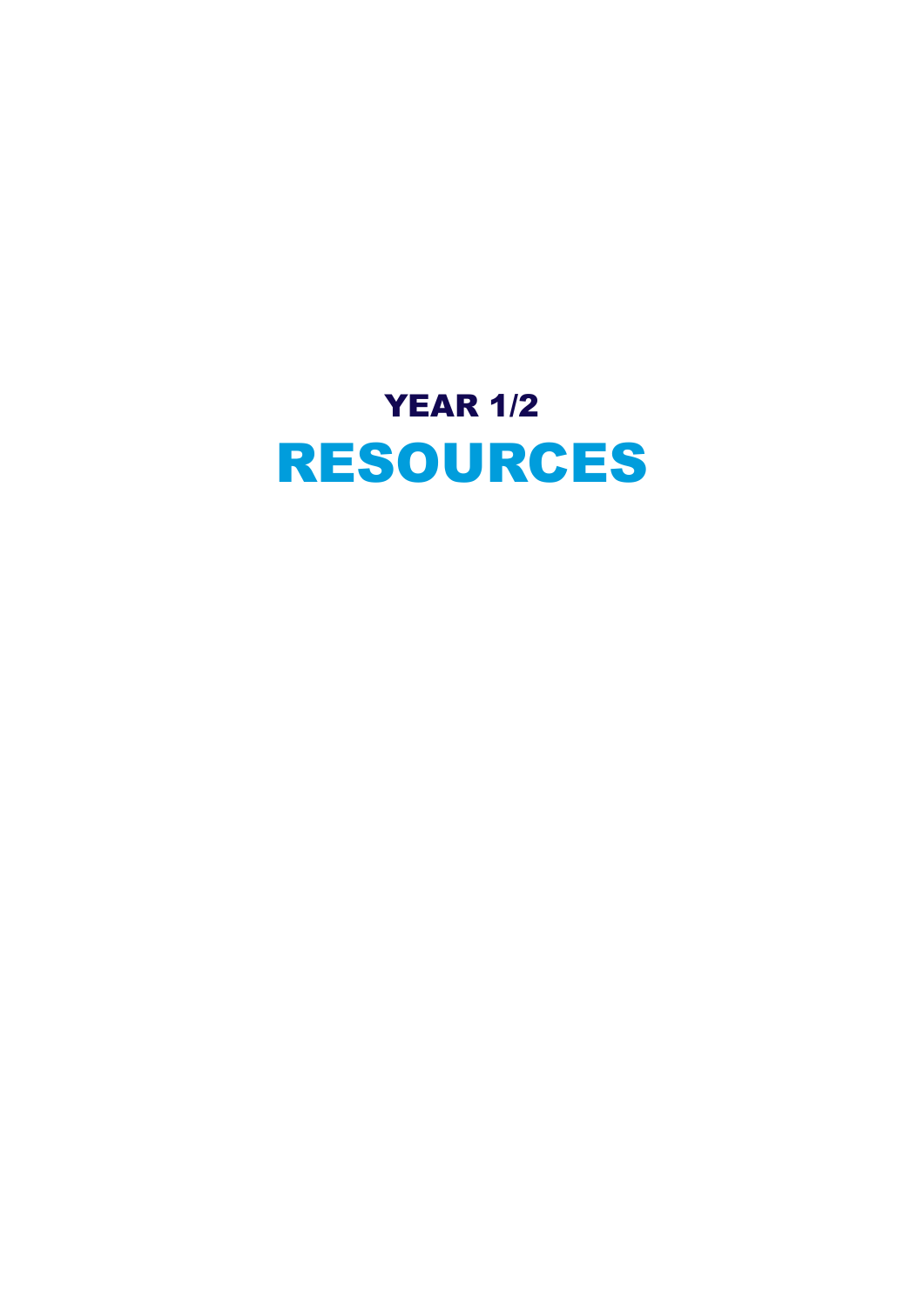## YEAR 1/2

# RESOURCES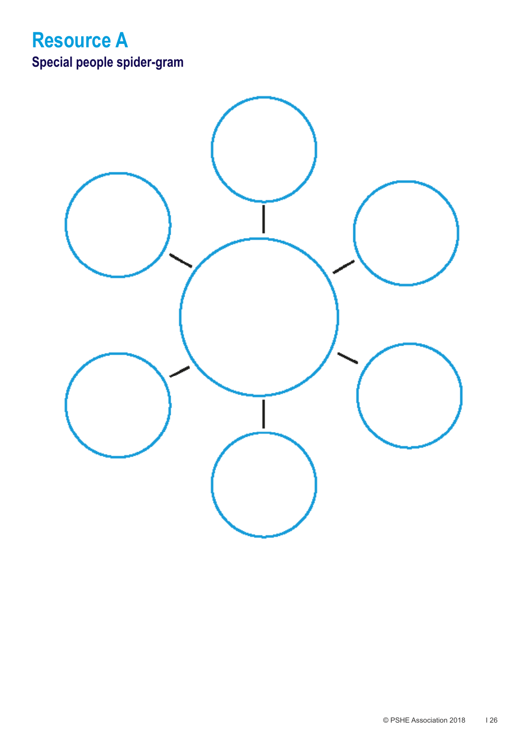# Resource A

## Special people spider-gram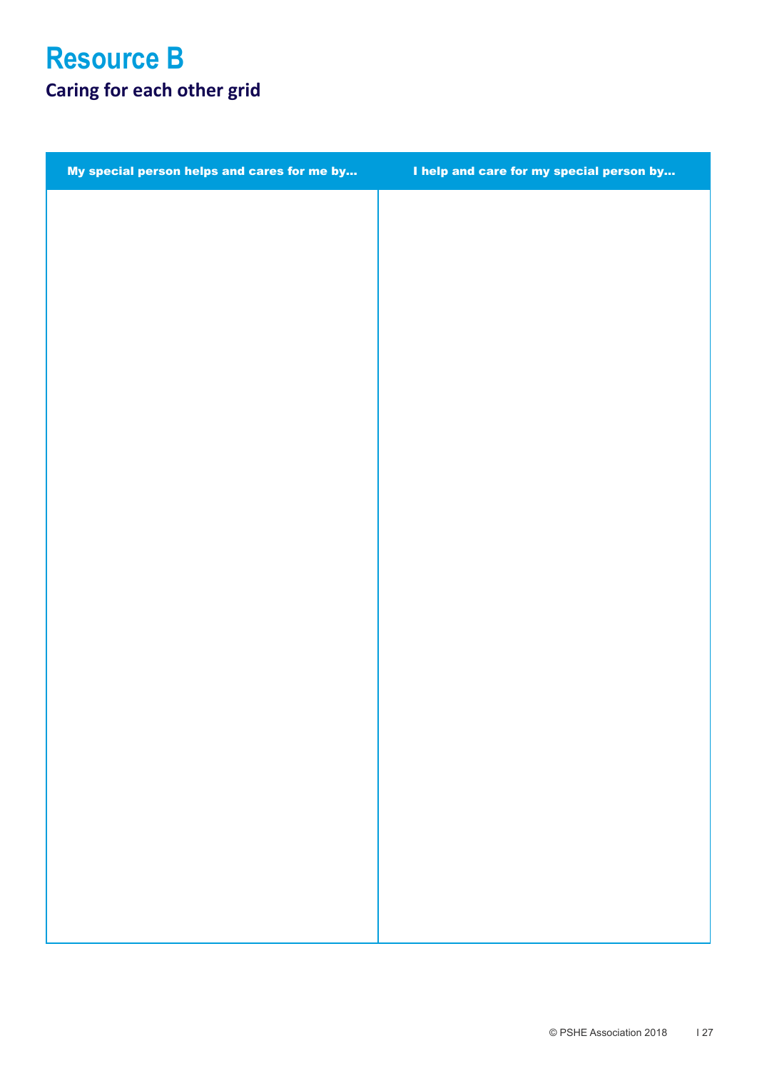# Resource B

## Caring for each other grid

| My special person helps and cares for me by… | I help and care for my special person by… |
| --- | --- |
| | |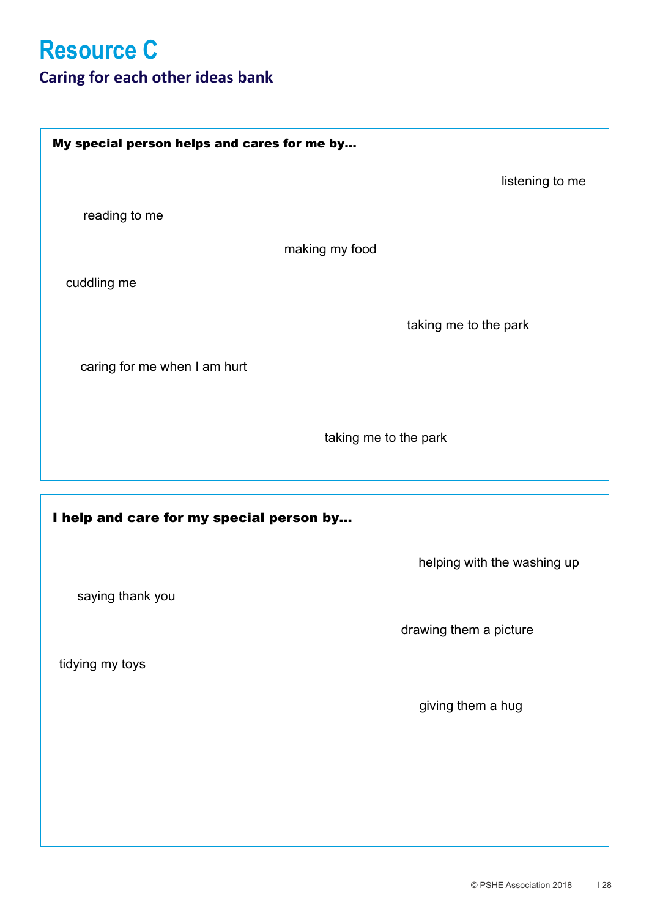# Resource C

## Caring for each other ideas bank

**My special person helps and cares for me by…**

listening to me

reading to me

making my food

cuddling me

taking me to the park

caring for me when I am hurt

taking me to the park

**I help and care for my special person by…**

helping with the washing up

saying thank you

drawing them a picture

tidying my toys

giving them a hug

© PSHE Association 2018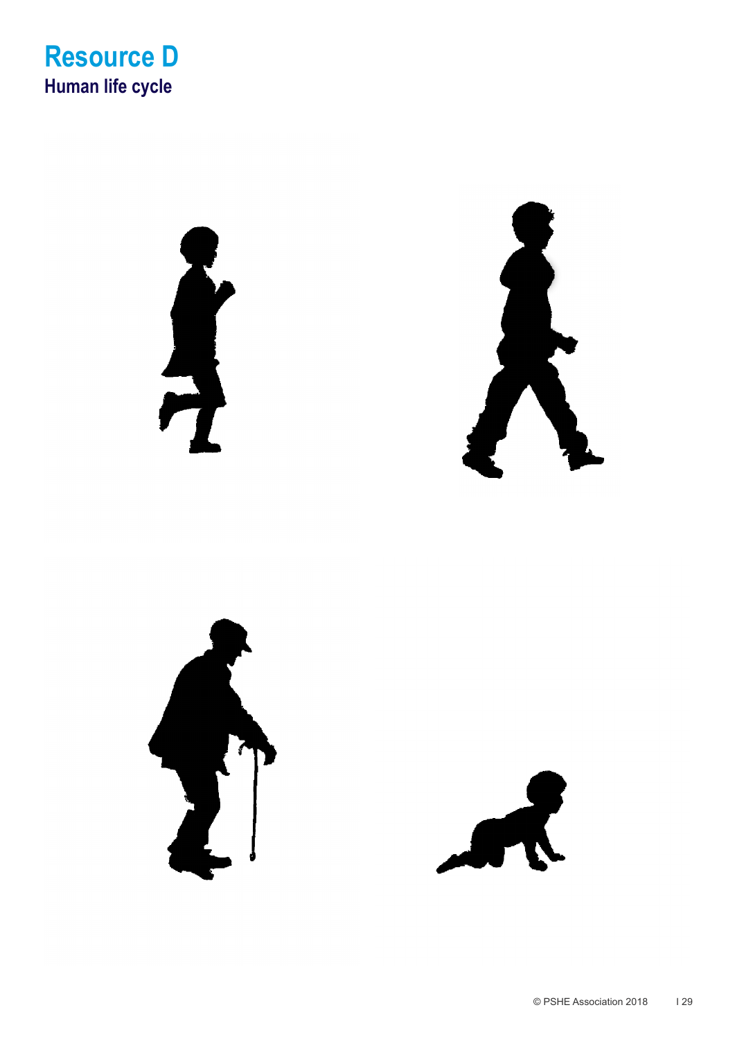# Resource D

## Human life cycle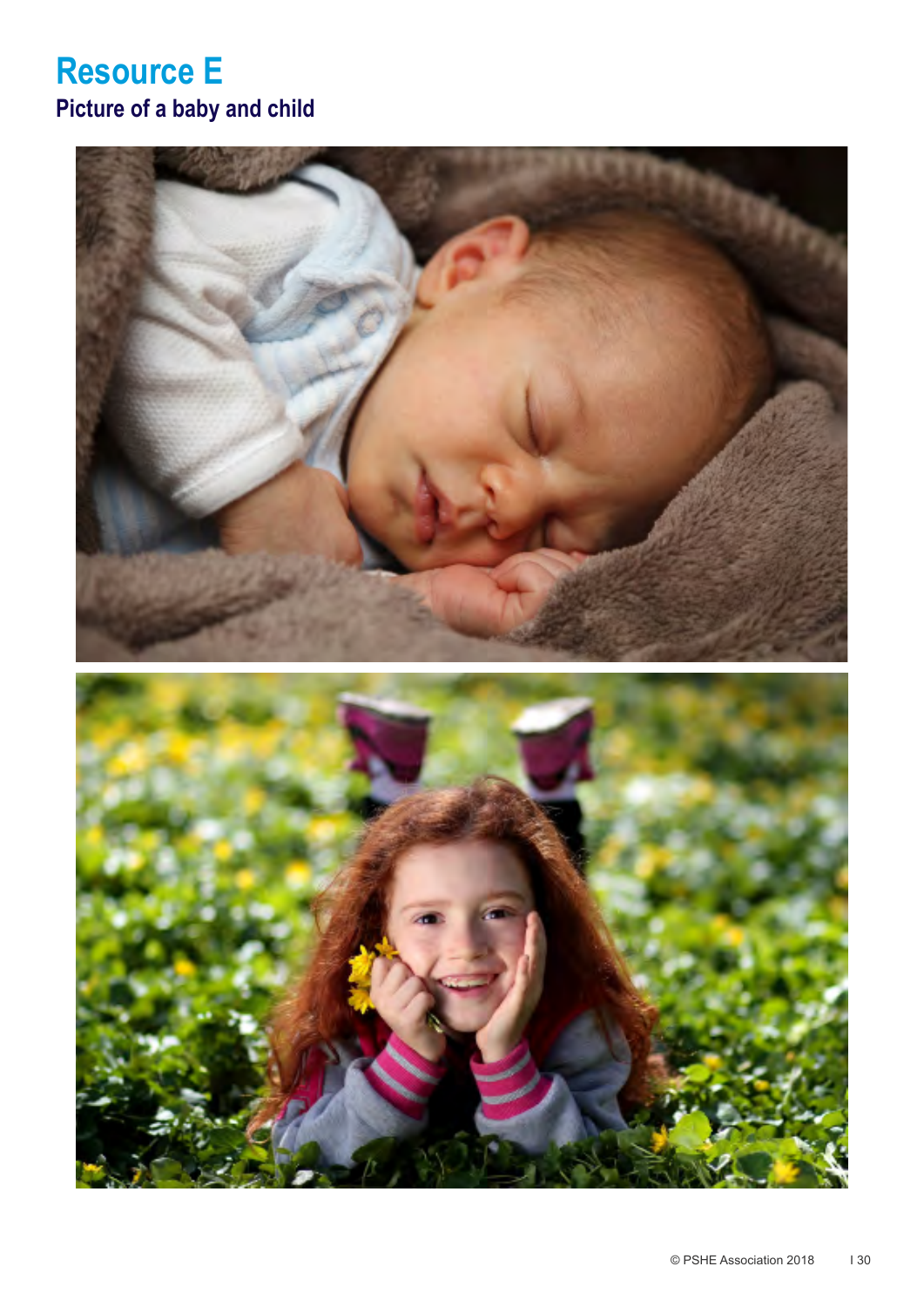# Resource E

## Picture of a baby and child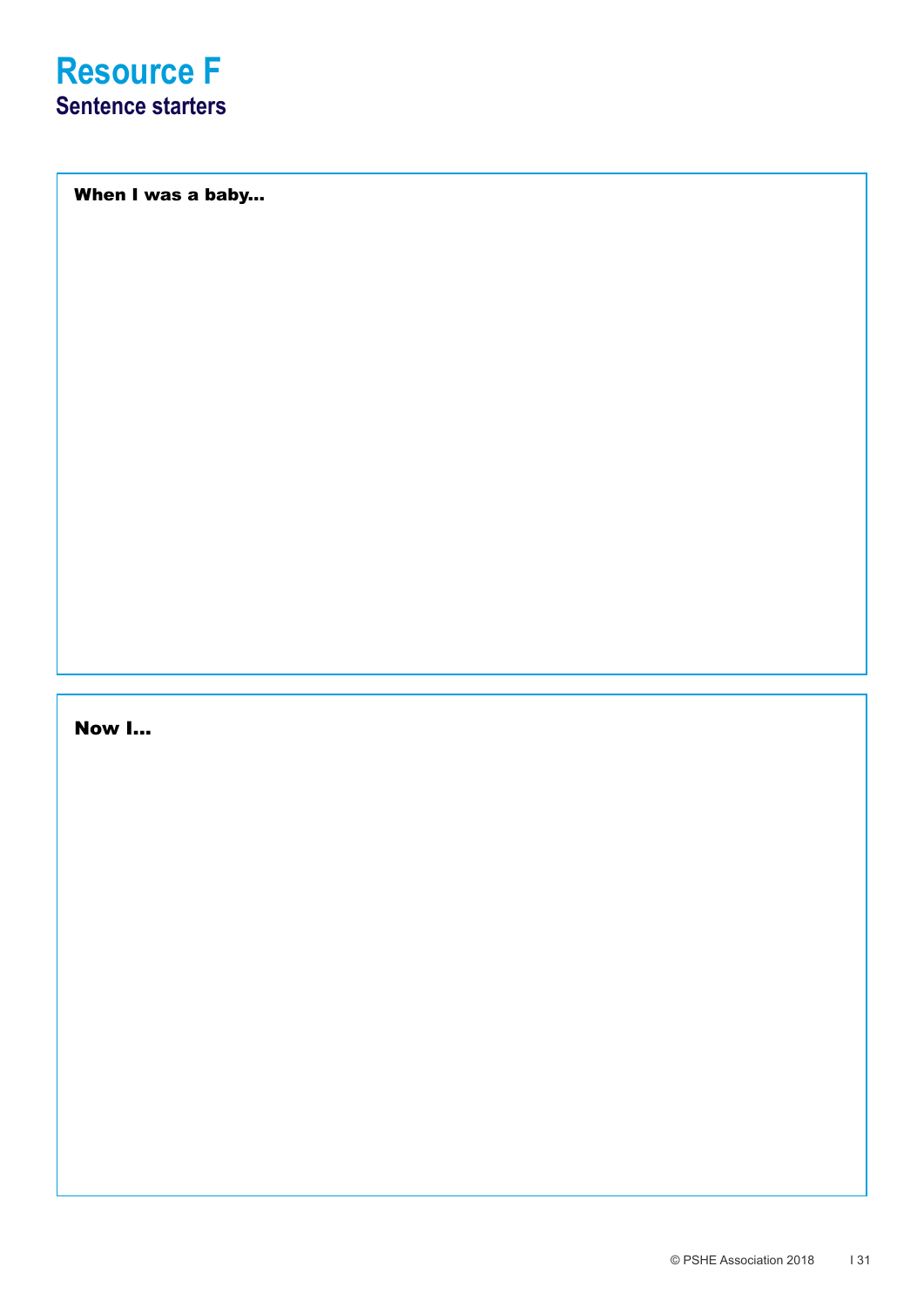# Resource F

## Sentence starters

**When I was a baby…**

**Now I…**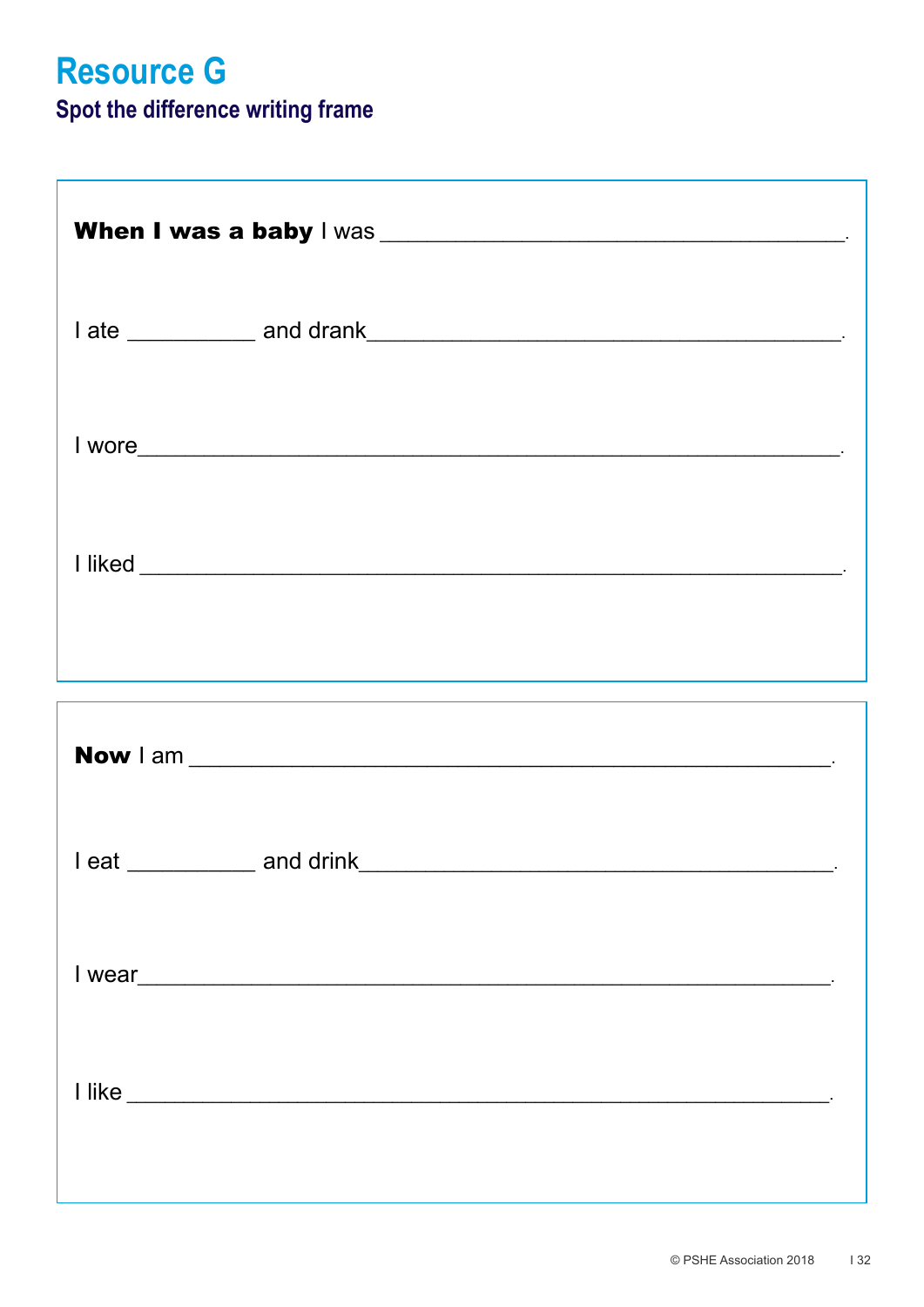# Resource G

## Spot the difference writing frame

**When I was a baby** I was ____________________________________.

I ate __________ and drank ____________________________________.

I wore ____________________________________________________.

I liked ____________________________________________________.

---

**Now** I am ______________________________________________.

I eat __________ and drink ____________________________________.

I wear ____________________________________________________.

I like ____________________________________________________.

© PSHE Association 2018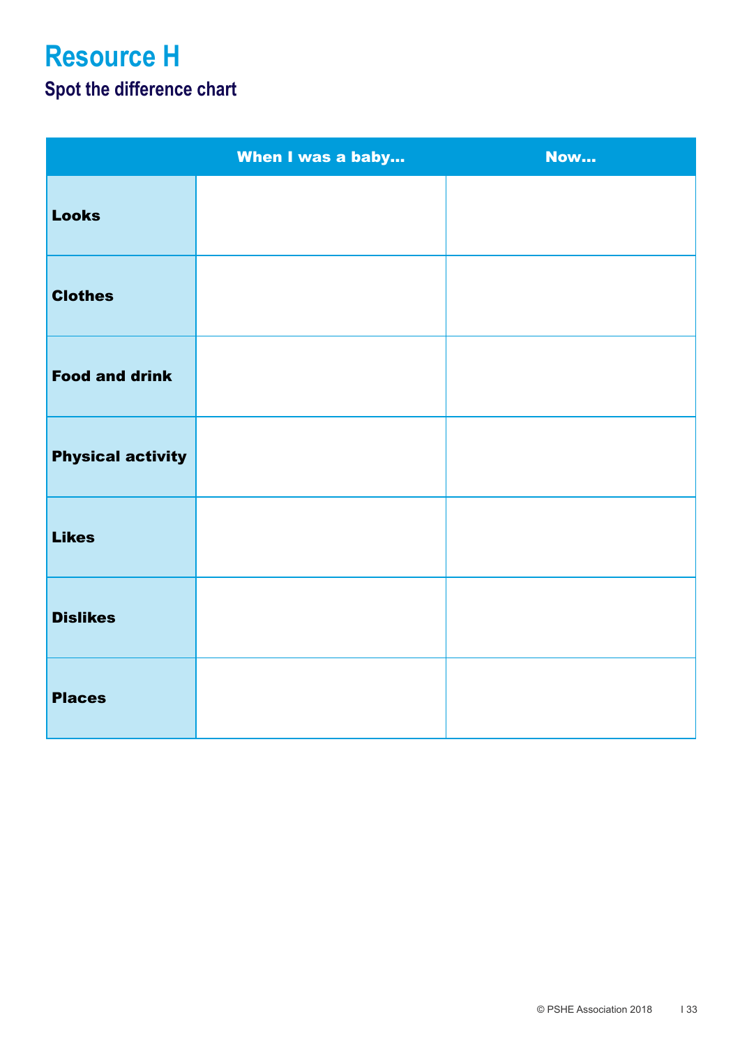# Resource H

## Spot the difference chart

| | When I was a baby... | Now... |
|---|---|---|
| **Looks** | | |
| **Clothes** | | |
| **Food and drink** | | |
| **Physical activity** | | |
| **Likes** | | |
| **Dislikes** | | |
| **Places** | | |

© PSHE Association 2018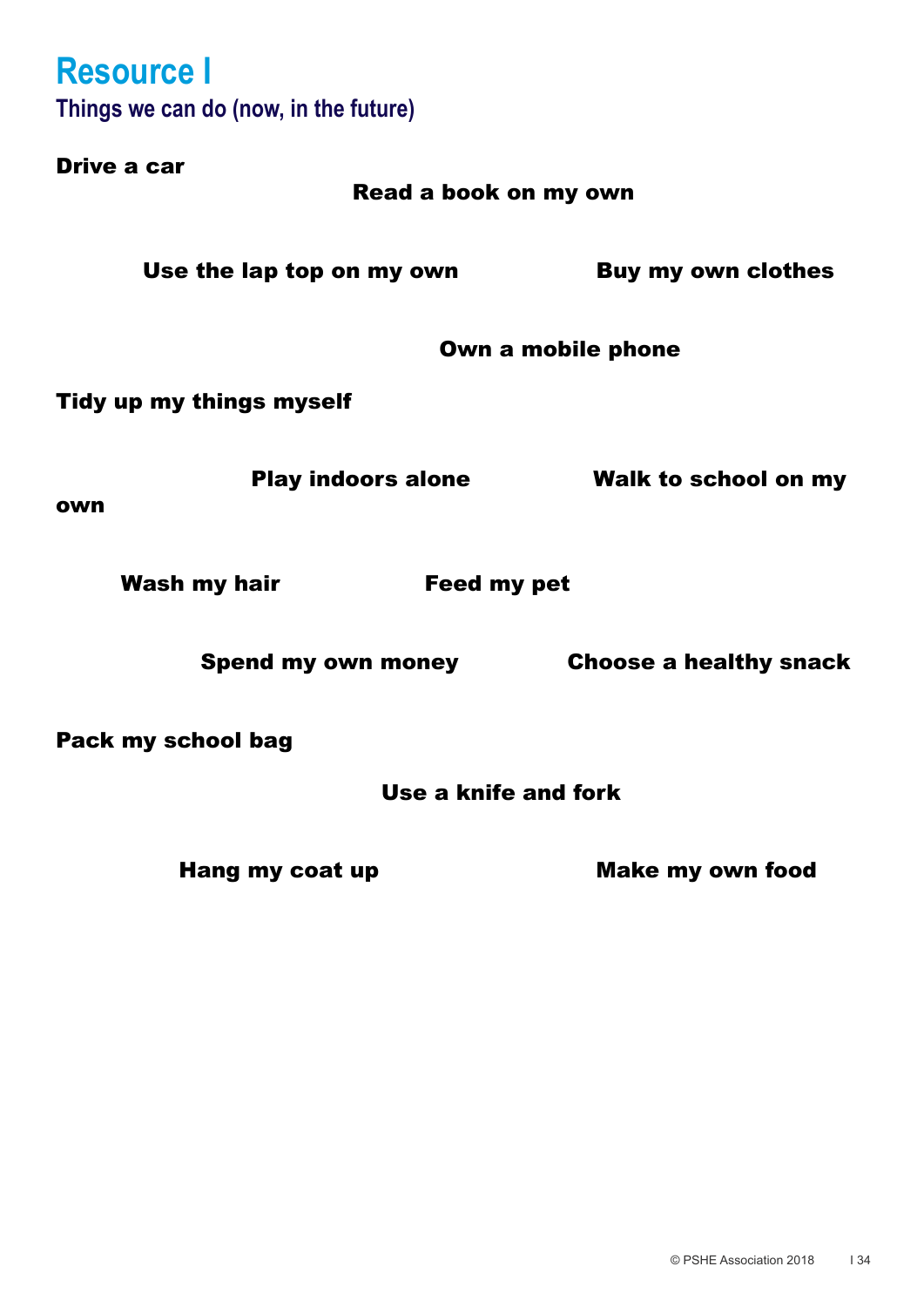# Resource I

## Things we can do (now, in the future)

**Drive a car**

**Read a book on my own**

**Use the lap top on my own**

**Buy my own clothes**

**Own a mobile phone**

**Tidy up my things myself**

**Play indoors alone**

**Walk to school on my own**

**Wash my hair**

**Feed my pet**

**Spend my own money**

**Choose a healthy snack**

**Pack my school bag**

**Use a knife and fork**

**Hang my coat up**

**Make my own food**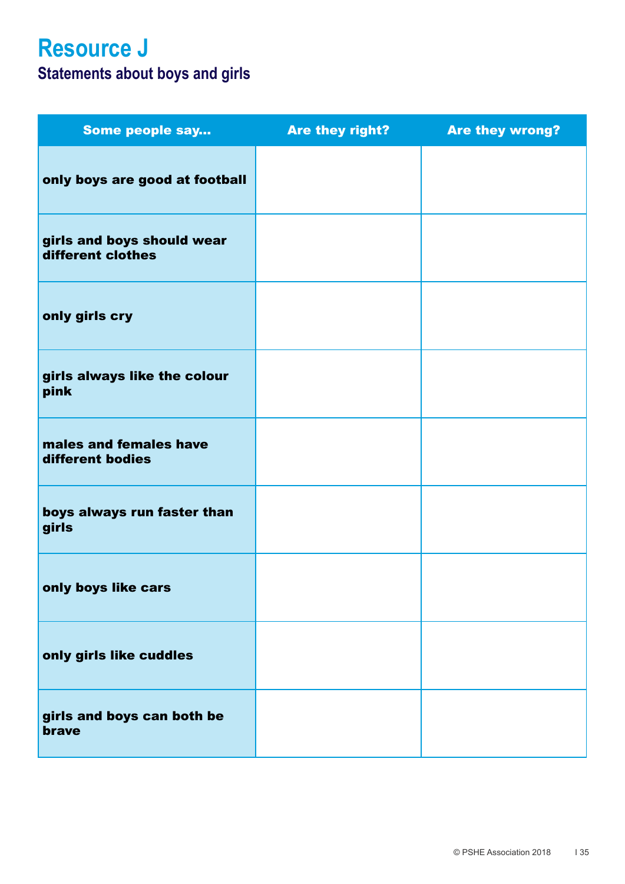# Resource J

## Statements about boys and girls

| Some people say... | Are they right? | Are they wrong? |
|---|---|---|
| **only boys are good at football** | | |
| **girls and boys should wear different clothes** | | |
| **only girls cry** | | |
| **girls always like the colour pink** | | |
| **males and females have different bodies** | | |
| **boys always run faster than girls** | | |
| **only boys like cars** | | |
| **only girls like cuddles** | | |
| **girls and boys can both be brave** | | |

© PSHE Association 2018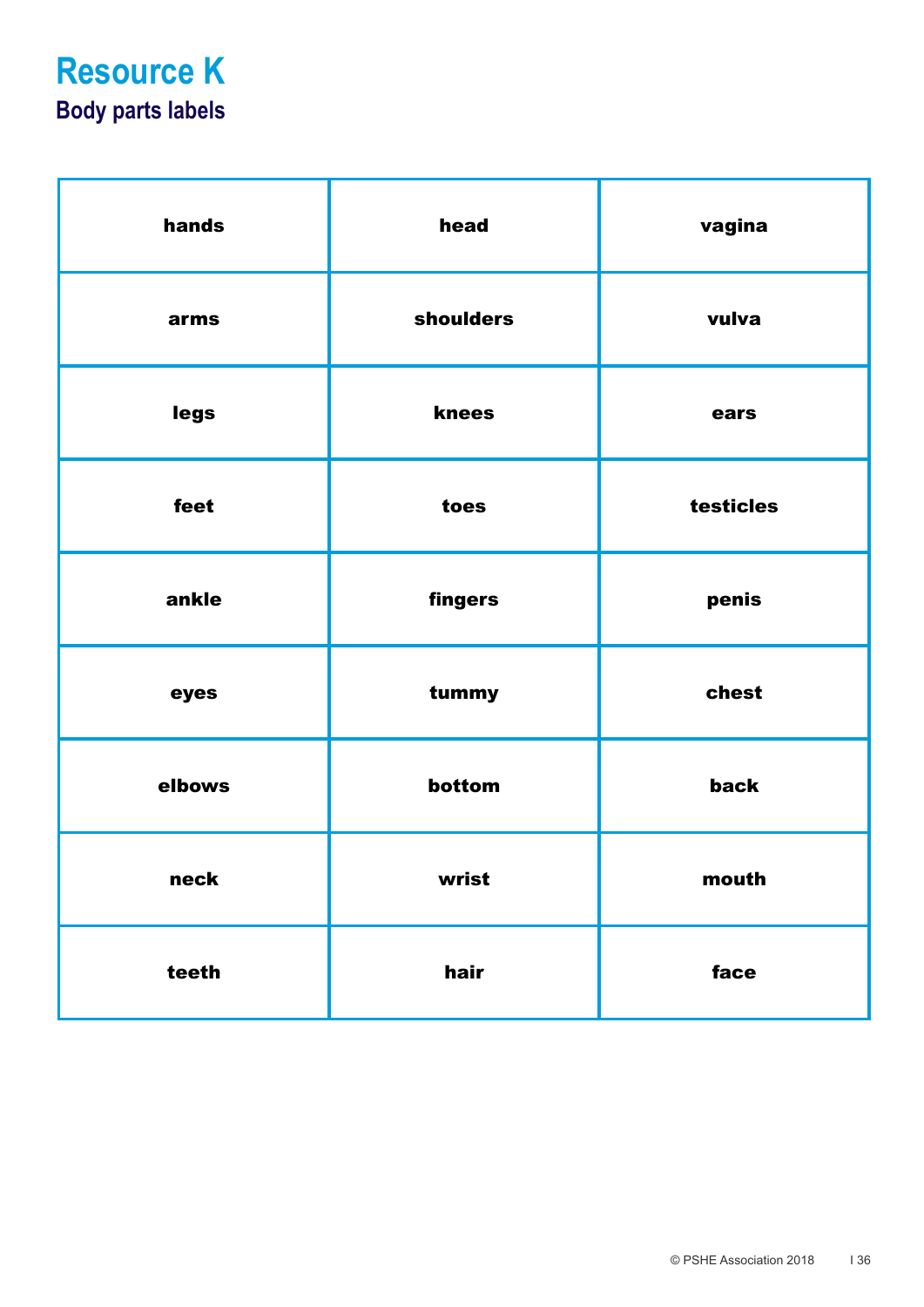# Resource K

## Body parts labels

| | | |
|---|---|---|
| hands | head | vagina |
| arms | shoulders | vulva |
| legs | knees | ears |
| feet | toes | testicles |
| ankle | fingers | penis |
| eyes | tummy | chest |
| elbows | bottom | back |
| neck | wrist | mouth |
| teeth | hair | face |

© PSHE Association 2018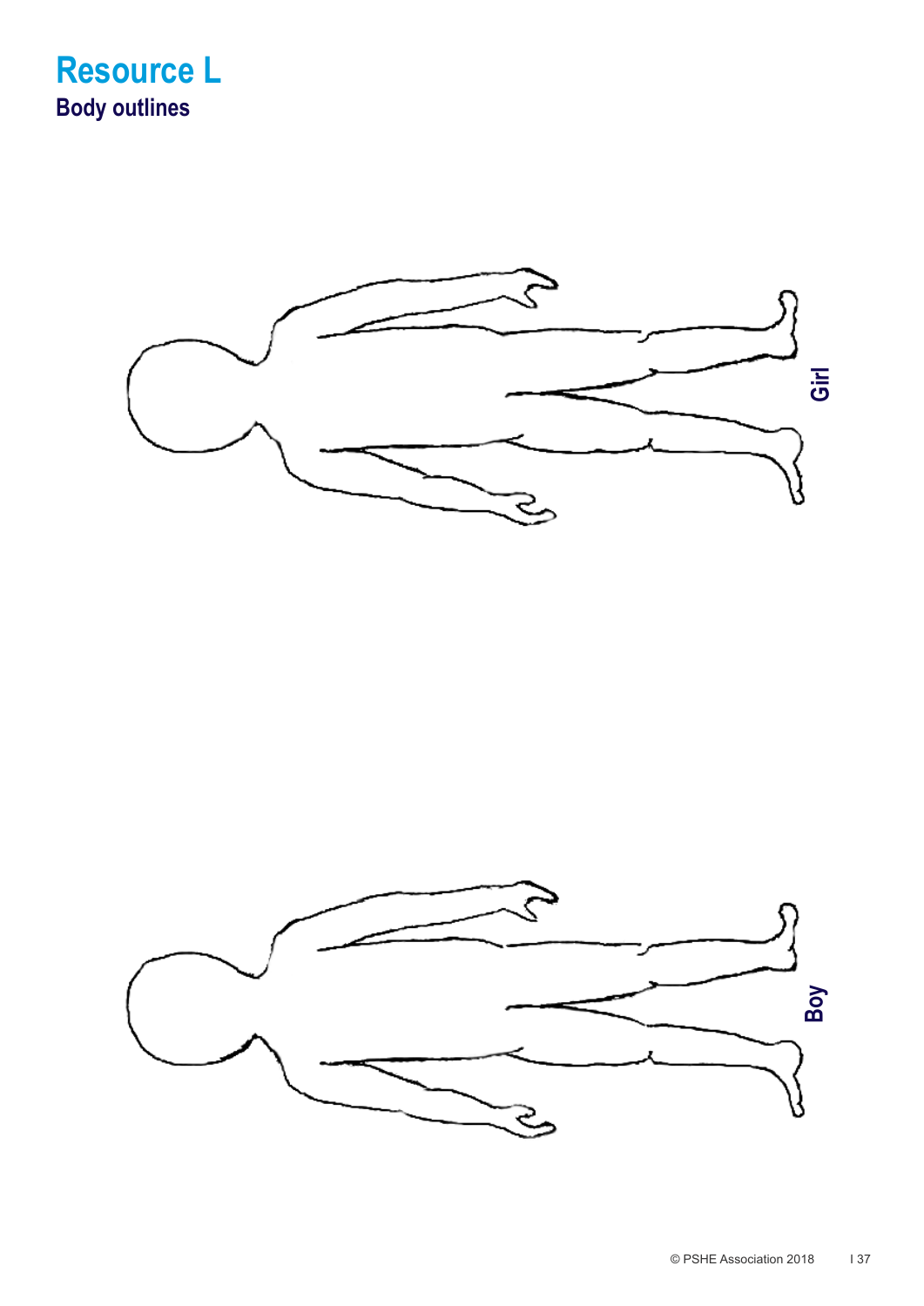# Resource L

## Body outlines

Girl

Boy